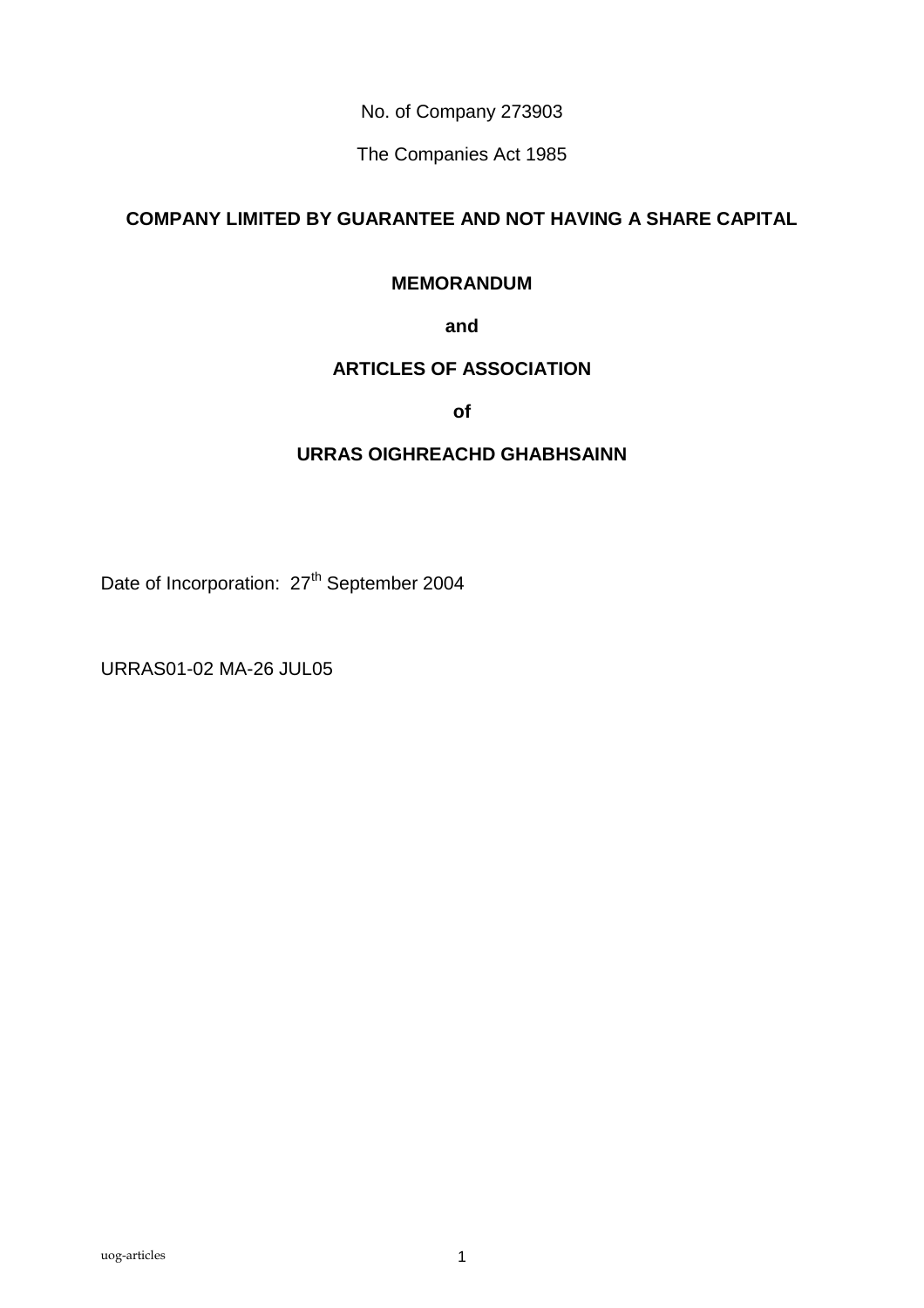No. of Company 273903

The Companies Act 1985

**COMPANY LIMITED BY GUARANTEE AND NOT HAVING A SHARE CAPITAL**

**MEMORANDUM**

**and**

**ARTICLES OF ASSOCIATION**

**of**

**URRAS OIGHREACHD GHABHSAINN**

Date of Incorporation: 27th September 2004

URRAS01-02 MA-26 JUL05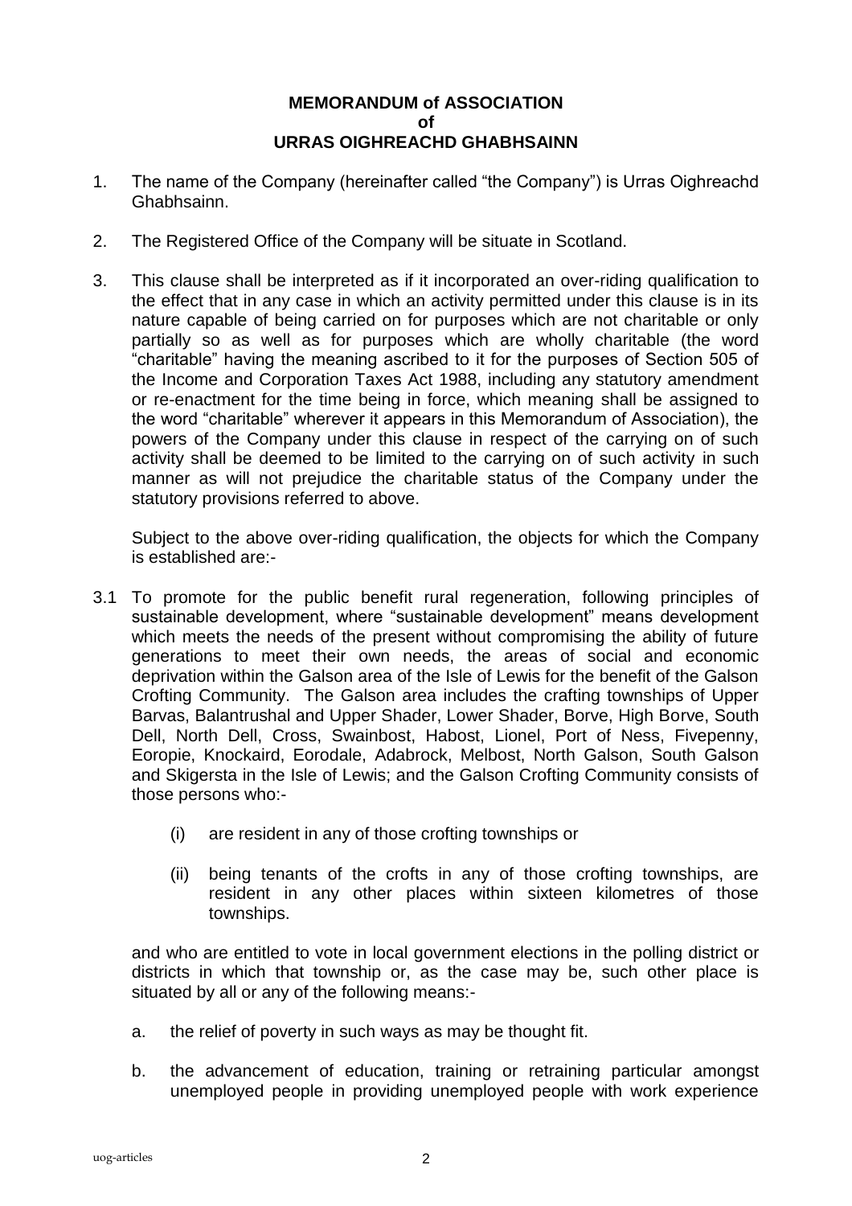**MEMORANDUM of ASSOCIATION**
**of**
**URRAS OIGHREACHD GHABHSAINN**

1. The name of the Company (hereinafter called "the Company") is Urras Oighreachd Ghabhsainn.

2. The Registered Office of the Company will be situate in Scotland.

3. This clause shall be interpreted as if it incorporated an over-riding qualification to the effect that in any case in which an activity permitted under this clause is in its nature capable of being carried on for purposes which are not charitable or only partially so as well as for purposes which are wholly charitable (the word "charitable" having the meaning ascribed to it for the purposes of Section 505 of the Income and Corporation Taxes Act 1988, including any statutory amendment or re-enactment for the time being in force, which meaning shall be assigned to the word "charitable" wherever it appears in this Memorandum of Association), the powers of the Company under this clause in respect of the carrying on of such activity shall be deemed to be limited to the carrying on of such activity in such manner as will not prejudice the charitable status of the Company under the statutory provisions referred to above.

   Subject to the above over-riding qualification, the objects for which the Company is established are:-

3.1 To promote for the public benefit rural regeneration, following principles of sustainable development, where "sustainable development" means development which meets the needs of the present without compromising the ability of future generations to meet their own needs, the areas of social and economic deprivation within the Galson area of the Isle of Lewis for the benefit of the Galson Crofting Community. The Galson area includes the crafting townships of Upper Barvas, Balantrushal and Upper Shader, Lower Shader, Borve, High Borve, South Dell, North Dell, Cross, Swainbost, Habost, Lionel, Port of Ness, Fivepenny, Eoropie, Knockaird, Eorodale, Adabrock, Melbost, North Galson, South Galson and Skigersta in the Isle of Lewis; and the Galson Crofting Community consists of those persons who:-

   (i) are resident in any of those crofting townships or

   (ii) being tenants of the crofts in any of those crofting townships, are resident in any other places within sixteen kilometres of those townships.

   and who are entitled to vote in local government elections in the polling district or districts in which that township or, as the case may be, such other place is situated by all or any of the following means:-

   a. the relief of poverty in such ways as may be thought fit.

   b. the advancement of education, training or retraining particular amongst unemployed people in providing unemployed people with work experience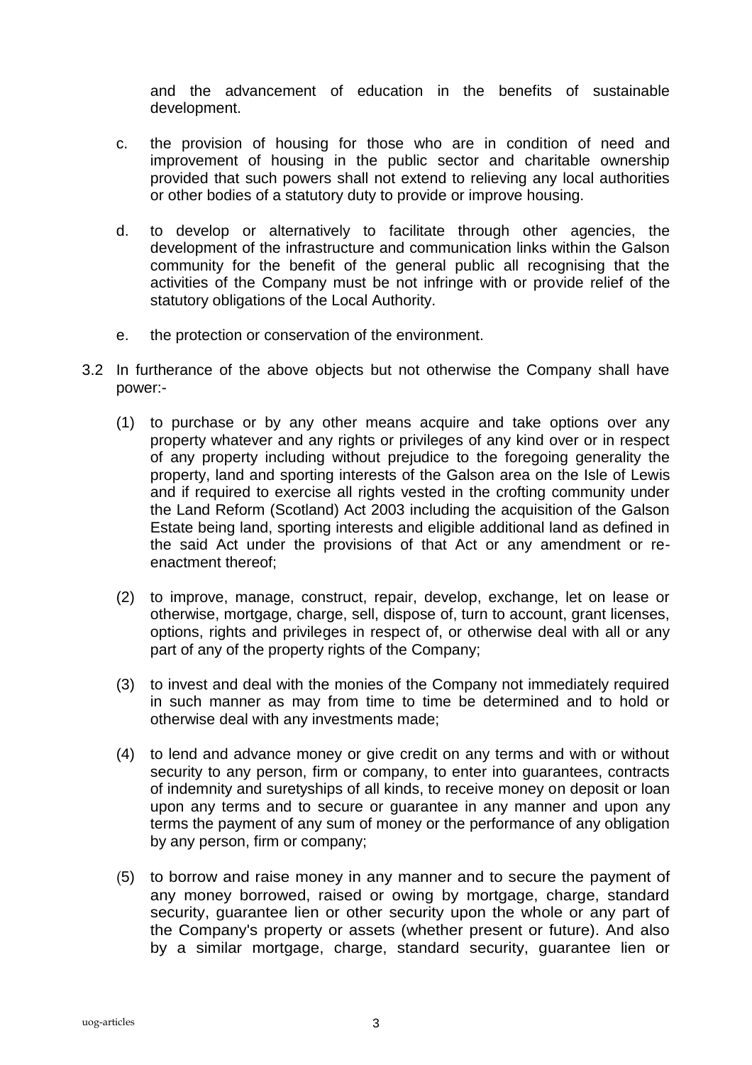and the advancement of education in the benefits of sustainable development.

c. the provision of housing for those who are in condition of need and improvement of housing in the public sector and charitable ownership provided that such powers shall not extend to relieving any local authorities or other bodies of a statutory duty to provide or improve housing.

d. to develop or alternatively to facilitate through other agencies, the development of the infrastructure and communication links within the Galson community for the benefit of the general public all recognising that the activities of the Company must be not infringe with or provide relief of the statutory obligations of the Local Authority.

e. the protection or conservation of the environment.

3.2 In furtherance of the above objects but not otherwise the Company shall have power:-

(1) to purchase or by any other means acquire and take options over any property whatever and any rights or privileges of any kind over or in respect of any property including without prejudice to the foregoing generality the property, land and sporting interests of the Galson area on the Isle of Lewis and if required to exercise all rights vested in the crofting community under the Land Reform (Scotland) Act 2003 including the acquisition of the Galson Estate being land, sporting interests and eligible additional land as defined in the said Act under the provisions of that Act or any amendment or re-enactment thereof;

(2) to improve, manage, construct, repair, develop, exchange, let on lease or otherwise, mortgage, charge, sell, dispose of, turn to account, grant licenses, options, rights and privileges in respect of, or otherwise deal with all or any part of any of the property rights of the Company;

(3) to invest and deal with the monies of the Company not immediately required in such manner as may from time to time be determined and to hold or otherwise deal with any investments made;

(4) to lend and advance money or give credit on any terms and with or without security to any person, firm or company, to enter into guarantees, contracts of indemnity and suretyships of all kinds, to receive money on deposit or loan upon any terms and to secure or guarantee in any manner and upon any terms the payment of any sum of money or the performance of any obligation by any person, firm or company;

(5) to borrow and raise money in any manner and to secure the payment of any money borrowed, raised or owing by mortgage, charge, standard security, guarantee lien or other security upon the whole or any part of the Company's property or assets (whether present or future). And also by a similar mortgage, charge, standard security, guarantee lien or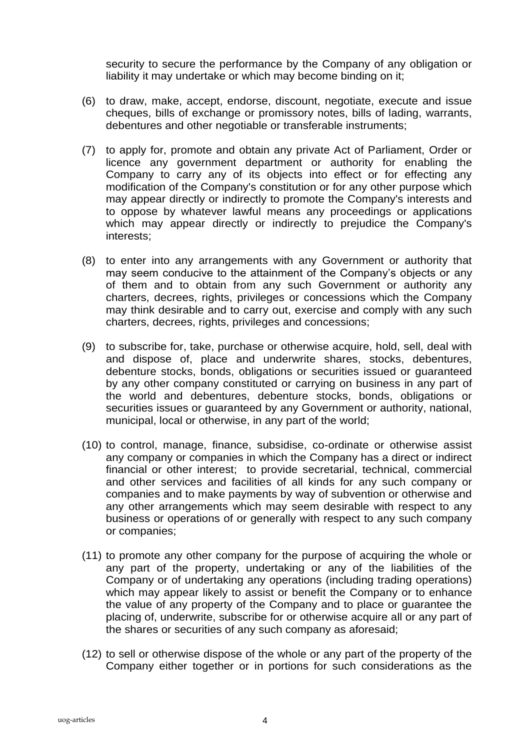security to secure the performance by the Company of any obligation or liability it may undertake or which may become binding on it;

(6) to draw, make, accept, endorse, discount, negotiate, execute and issue cheques, bills of exchange or promissory notes, bills of lading, warrants, debentures and other negotiable or transferable instruments;

(7) to apply for, promote and obtain any private Act of Parliament, Order or licence any government department or authority for enabling the Company to carry any of its objects into effect or for effecting any modification of the Company's constitution or for any other purpose which may appear directly or indirectly to promote the Company's interests and to oppose by whatever lawful means any proceedings or applications which may appear directly or indirectly to prejudice the Company's interests;

(8) to enter into any arrangements with any Government or authority that may seem conducive to the attainment of the Company's objects or any of them and to obtain from any such Government or authority any charters, decrees, rights, privileges or concessions which the Company may think desirable and to carry out, exercise and comply with any such charters, decrees, rights, privileges and concessions;

(9) to subscribe for, take, purchase or otherwise acquire, hold, sell, deal with and dispose of, place and underwrite shares, stocks, debentures, debenture stocks, bonds, obligations or securities issued or guaranteed by any other company constituted or carrying on business in any part of the world and debentures, debenture stocks, bonds, obligations or securities issues or guaranteed by any Government or authority, national, municipal, local or otherwise, in any part of the world;

(10) to control, manage, finance, subsidise, co-ordinate or otherwise assist any company or companies in which the Company has a direct or indirect financial or other interest; to provide secretarial, technical, commercial and other services and facilities of all kinds for any such company or companies and to make payments by way of subvention or otherwise and any other arrangements which may seem desirable with respect to any business or operations of or generally with respect to any such company or companies;

(11) to promote any other company for the purpose of acquiring the whole or any part of the property, undertaking or any of the liabilities of the Company or of undertaking any operations (including trading operations) which may appear likely to assist or benefit the Company or to enhance the value of any property of the Company and to place or guarantee the placing of, underwrite, subscribe for or otherwise acquire all or any part of the shares or securities of any such company as aforesaid;

(12) to sell or otherwise dispose of the whole or any part of the property of the Company either together or in portions for such considerations as the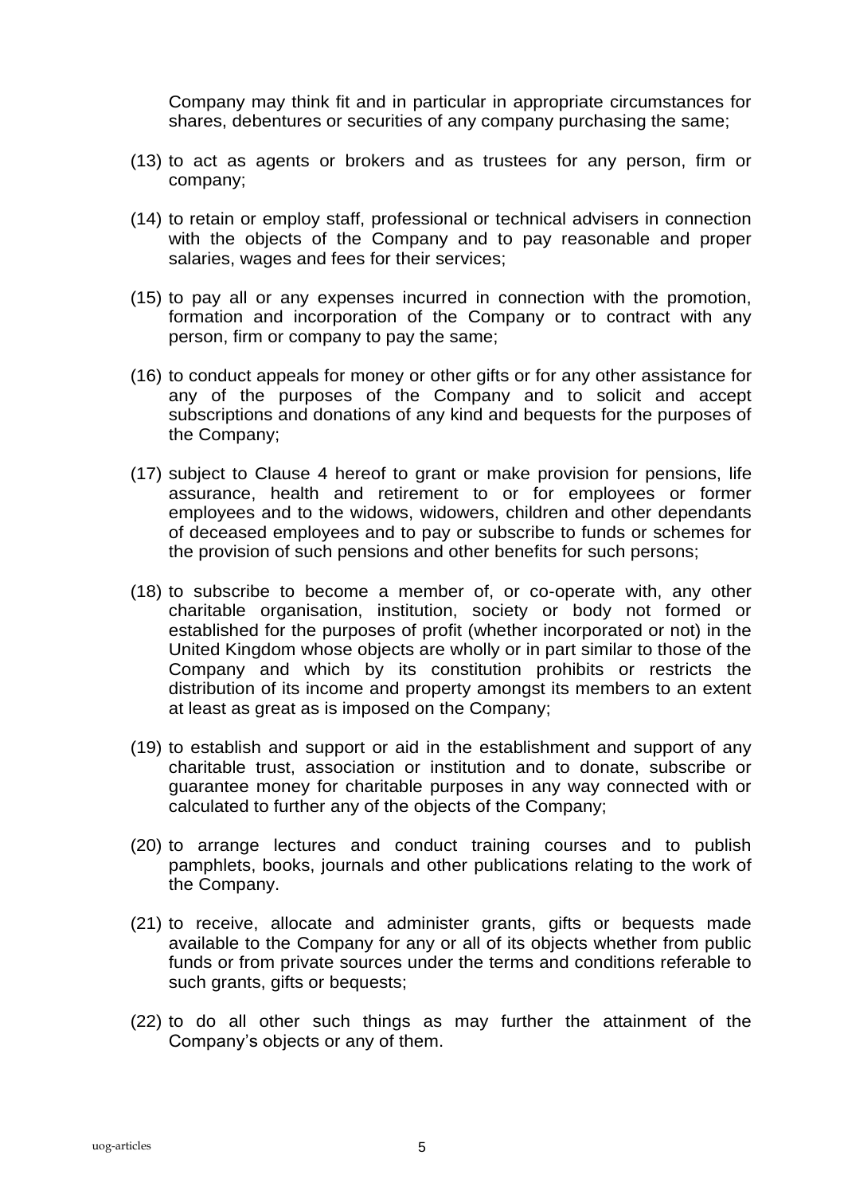Company may think fit and in particular in appropriate circumstances for shares, debentures or securities of any company purchasing the same;

(13) to act as agents or brokers and as trustees for any person, firm or company;

(14) to retain or employ staff, professional or technical advisers in connection with the objects of the Company and to pay reasonable and proper salaries, wages and fees for their services;

(15) to pay all or any expenses incurred in connection with the promotion, formation and incorporation of the Company or to contract with any person, firm or company to pay the same;

(16) to conduct appeals for money or other gifts or for any other assistance for any of the purposes of the Company and to solicit and accept subscriptions and donations of any kind and bequests for the purposes of the Company;

(17) subject to Clause 4 hereof to grant or make provision for pensions, life assurance, health and retirement to or for employees or former employees and to the widows, widowers, children and other dependants of deceased employees and to pay or subscribe to funds or schemes for the provision of such pensions and other benefits for such persons;

(18) to subscribe to become a member of, or co-operate with, any other charitable organisation, institution, society or body not formed or established for the purposes of profit (whether incorporated or not) in the United Kingdom whose objects are wholly or in part similar to those of the Company and which by its constitution prohibits or restricts the distribution of its income and property amongst its members to an extent at least as great as is imposed on the Company;

(19) to establish and support or aid in the establishment and support of any charitable trust, association or institution and to donate, subscribe or guarantee money for charitable purposes in any way connected with or calculated to further any of the objects of the Company;

(20) to arrange lectures and conduct training courses and to publish pamphlets, books, journals and other publications relating to the work of the Company.

(21) to receive, allocate and administer grants, gifts or bequests made available to the Company for any or all of its objects whether from public funds or from private sources under the terms and conditions referable to such grants, gifts or bequests;

(22) to do all other such things as may further the attainment of the Company's objects or any of them.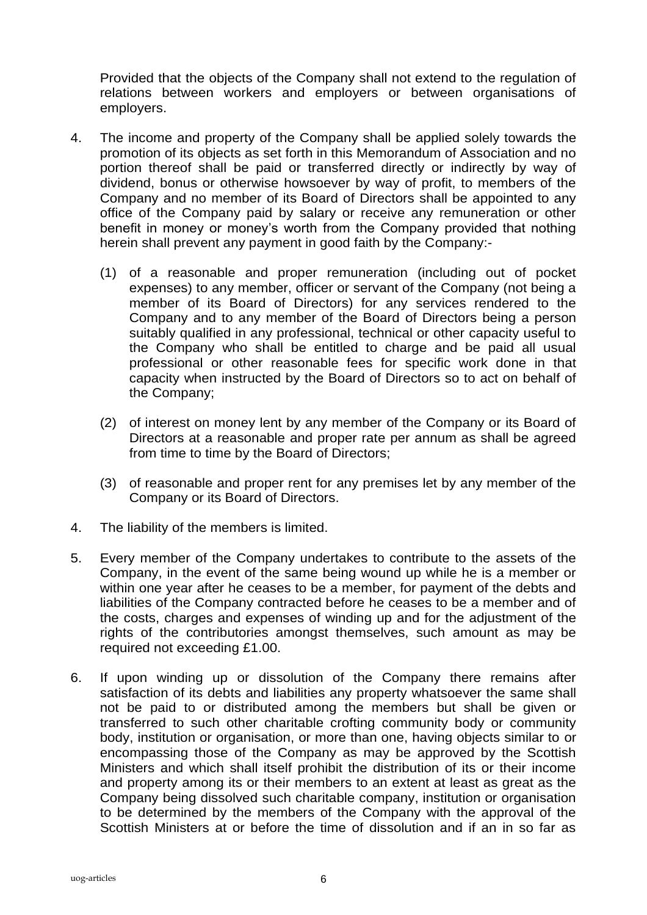Provided that the objects of the Company shall not extend to the regulation of relations between workers and employers or between organisations of employers.

4. The income and property of the Company shall be applied solely towards the promotion of its objects as set forth in this Memorandum of Association and no portion thereof shall be paid or transferred directly or indirectly by way of dividend, bonus or otherwise howsoever by way of profit, to members of the Company and no member of its Board of Directors shall be appointed to any office of the Company paid by salary or receive any remuneration or other benefit in money or money's worth from the Company provided that nothing herein shall prevent any payment in good faith by the Company:-

   (1) of a reasonable and proper remuneration (including out of pocket expenses) to any member, officer or servant of the Company (not being a member of its Board of Directors) for any services rendered to the Company and to any member of the Board of Directors being a person suitably qualified in any professional, technical or other capacity useful to the Company who shall be entitled to charge and be paid all usual professional or other reasonable fees for specific work done in that capacity when instructed by the Board of Directors so to act on behalf of the Company;

   (2) of interest on money lent by any member of the Company or its Board of Directors at a reasonable and proper rate per annum as shall be agreed from time to time by the Board of Directors;

   (3) of reasonable and proper rent for any premises let by any member of the Company or its Board of Directors.

4. The liability of the members is limited.

5. Every member of the Company undertakes to contribute to the assets of the Company, in the event of the same being wound up while he is a member or within one year after he ceases to be a member, for payment of the debts and liabilities of the Company contracted before he ceases to be a member and of the costs, charges and expenses of winding up and for the adjustment of the rights of the contributories amongst themselves, such amount as may be required not exceeding £1.00.

6. If upon winding up or dissolution of the Company there remains after satisfaction of its debts and liabilities any property whatsoever the same shall not be paid to or distributed among the members but shall be given or transferred to such other charitable crofting community body or community body, institution or organisation, or more than one, having objects similar to or encompassing those of the Company as may be approved by the Scottish Ministers and which shall itself prohibit the distribution of its or their income and property among its or their members to an extent at least as great as the Company being dissolved such charitable company, institution or organisation to be determined by the members of the Company with the approval of the Scottish Ministers at or before the time of dissolution and if an in so far as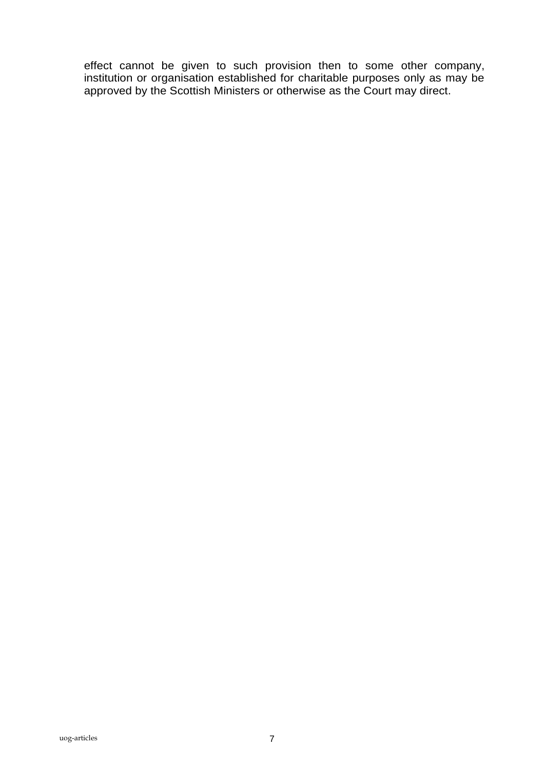effect cannot be given to such provision then to some other company, institution or organisation established for charitable purposes only as may be approved by the Scottish Ministers or otherwise as the Court may direct.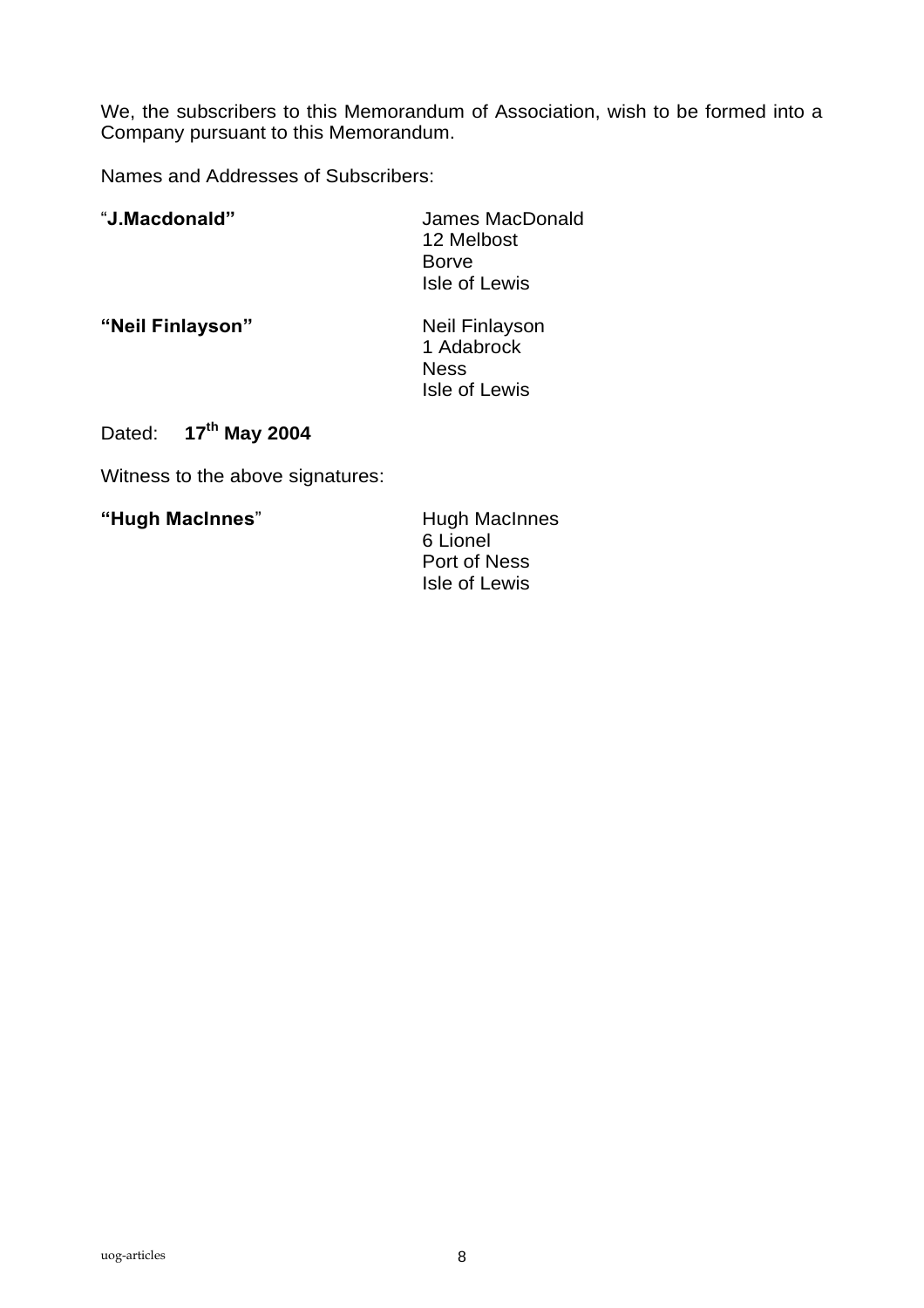We, the subscribers to this Memorandum of Association, wish to be formed into a Company pursuant to this Memorandum.

Names and Addresses of Subscribers:

| | |
|---|---|
| "**J.Macdonald"** | James MacDonald<br>12 Melbost<br>Borve<br>Isle of Lewis |
| **"Neil Finlayson"** | Neil Finlayson<br>1 Adabrock<br>Ness<br>Isle of Lewis |

Dated: **17th May 2004**

Witness to the above signatures:

| | |
|---|---|
| **"Hugh MacInnes**" | Hugh MacInnes<br>6 Lionel<br>Port of Ness<br>Isle of Lewis |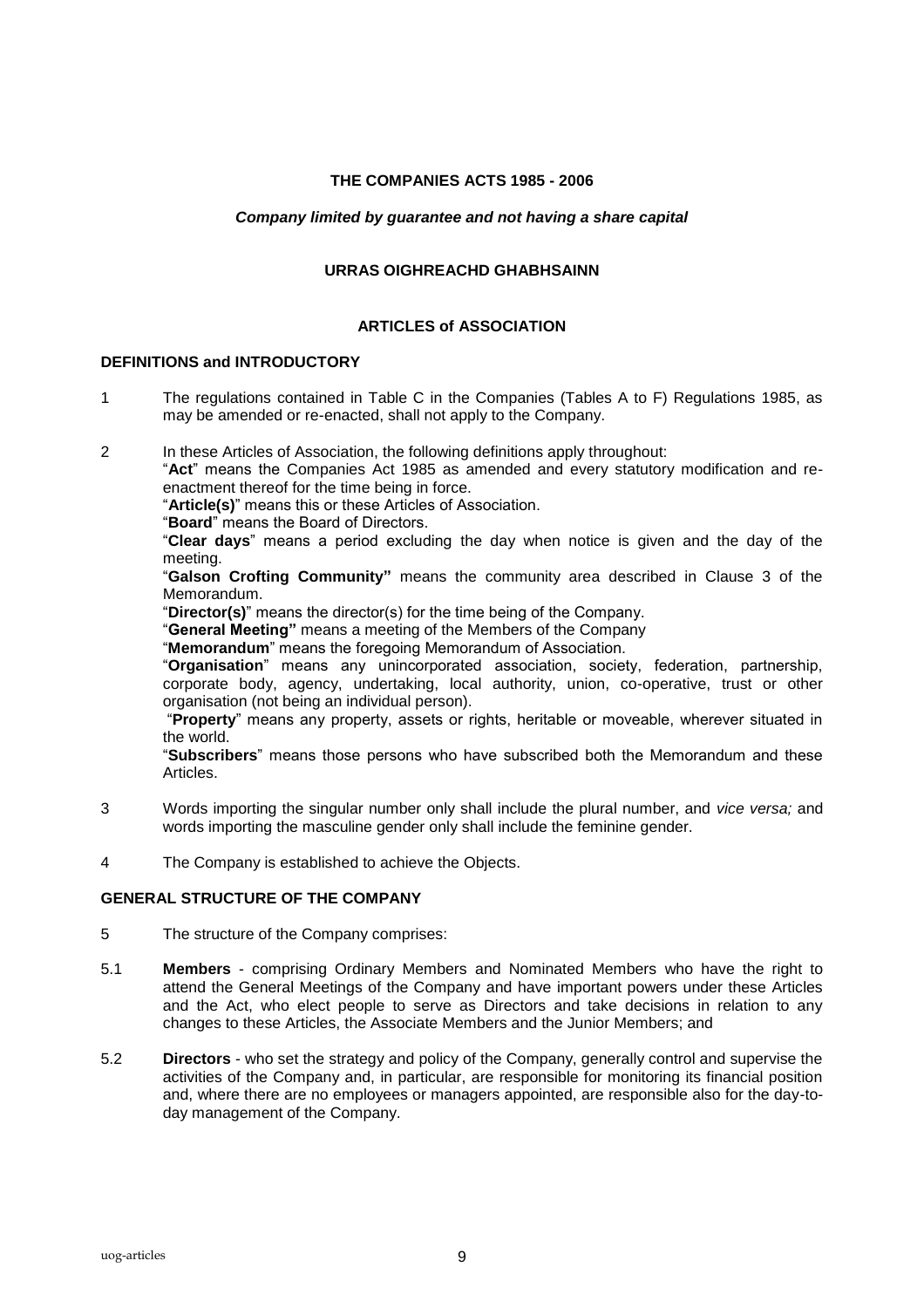**THE COMPANIES ACTS 1985 - 2006**

***Company limited by guarantee and not having a share capital***

**URRAS OIGHREACHD GHABHSAINN**

**ARTICLES of ASSOCIATION**

**DEFINITIONS and INTRODUCTORY**

1 The regulations contained in Table C in the Companies (Tables A to F) Regulations 1985, as may be amended or re-enacted, shall not apply to the Company.

2 In these Articles of Association, the following definitions apply throughout:

"**Act**" means the Companies Act 1985 as amended and every statutory modification and re-enactment thereof for the time being in force.

"**Article(s)**" means this or these Articles of Association.

"**Board**" means the Board of Directors.

"**Clear days**" means a period excluding the day when notice is given and the day of the meeting.

"**Galson Crofting Community"** means the community area described in Clause 3 of the Memorandum.

"**Director(s)**" means the director(s) for the time being of the Company.

"**General Meeting"** means a meeting of the Members of the Company

"**Memorandum**" means the foregoing Memorandum of Association.

"**Organisation**" means any unincorporated association, society, federation, partnership, corporate body, agency, undertaking, local authority, union, co-operative, trust or other organisation (not being an individual person).

"**Property**" means any property, assets or rights, heritable or moveable, wherever situated in the world.

"**Subscribers**" means those persons who have subscribed both the Memorandum and these Articles.

3 Words importing the singular number only shall include the plural number, and *vice versa;* and words importing the masculine gender only shall include the feminine gender.

4 The Company is established to achieve the Objects.

**GENERAL STRUCTURE OF THE COMPANY**

5 The structure of the Company comprises:

5.1 **Members** - comprising Ordinary Members and Nominated Members who have the right to attend the General Meetings of the Company and have important powers under these Articles and the Act, who elect people to serve as Directors and take decisions in relation to any changes to these Articles, the Associate Members and the Junior Members; and

5.2 **Directors** - who set the strategy and policy of the Company, generally control and supervise the activities of the Company and, in particular, are responsible for monitoring its financial position and, where there are no employees or managers appointed, are responsible also for the day-to-day management of the Company.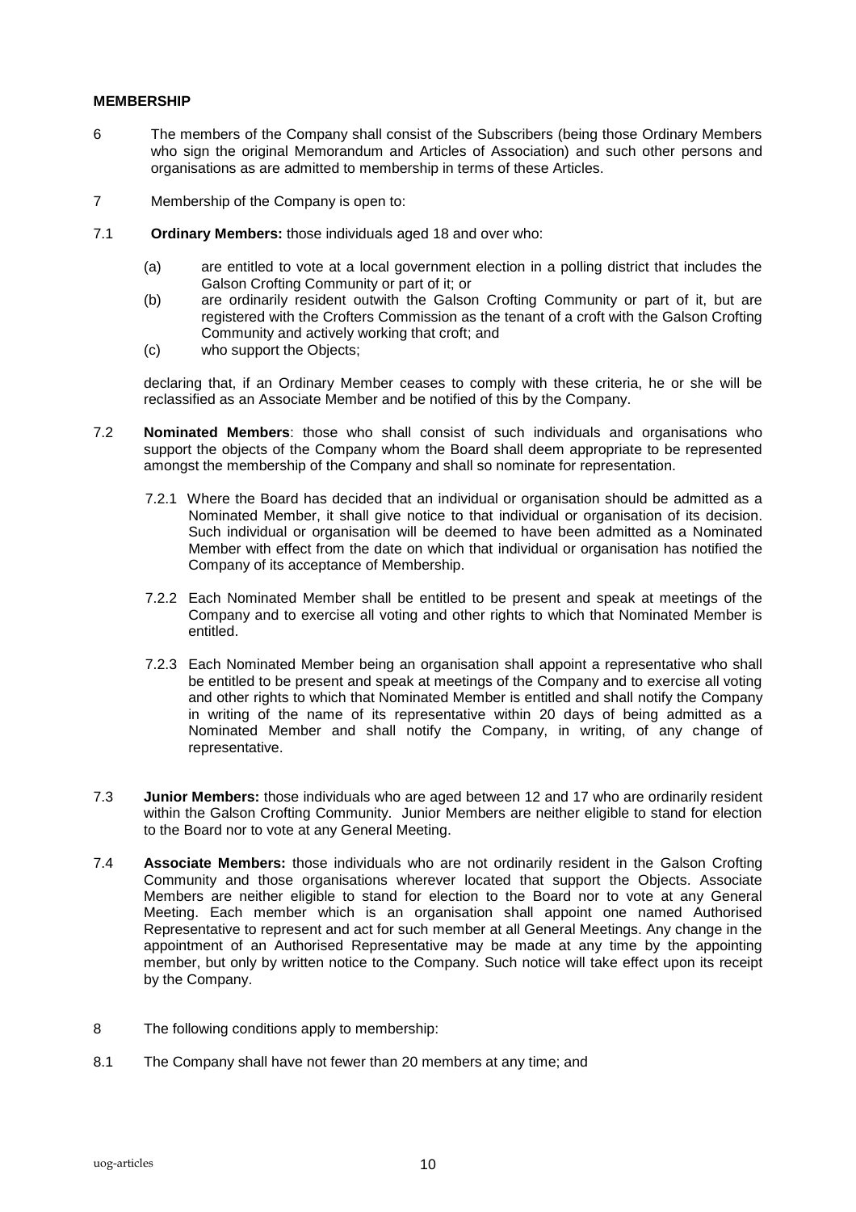**MEMBERSHIP**

6 The members of the Company shall consist of the Subscribers (being those Ordinary Members who sign the original Memorandum and Articles of Association) and such other persons and organisations as are admitted to membership in terms of these Articles.

7 Membership of the Company is open to:

7.1 **Ordinary Members:** those individuals aged 18 and over who:

(a) are entitled to vote at a local government election in a polling district that includes the Galson Crofting Community or part of it; or

(b) are ordinarily resident outwith the Galson Crofting Community or part of it, but are registered with the Crofters Commission as the tenant of a croft with the Galson Crofting Community and actively working that croft; and

(c) who support the Objects;

declaring that, if an Ordinary Member ceases to comply with these criteria, he or she will be reclassified as an Associate Member and be notified of this by the Company.

7.2 **Nominated Members**: those who shall consist of such individuals and organisations who support the objects of the Company whom the Board shall deem appropriate to be represented amongst the membership of the Company and shall so nominate for representation.

7.2.1 Where the Board has decided that an individual or organisation should be admitted as a Nominated Member, it shall give notice to that individual or organisation of its decision. Such individual or organisation will be deemed to have been admitted as a Nominated Member with effect from the date on which that individual or organisation has notified the Company of its acceptance of Membership.

7.2.2 Each Nominated Member shall be entitled to be present and speak at meetings of the Company and to exercise all voting and other rights to which that Nominated Member is entitled.

7.2.3 Each Nominated Member being an organisation shall appoint a representative who shall be entitled to be present and speak at meetings of the Company and to exercise all voting and other rights to which that Nominated Member is entitled and shall notify the Company in writing of the name of its representative within 20 days of being admitted as a Nominated Member and shall notify the Company, in writing, of any change of representative.

7.3 **Junior Members:** those individuals who are aged between 12 and 17 who are ordinarily resident within the Galson Crofting Community. Junior Members are neither eligible to stand for election to the Board nor to vote at any General Meeting.

7.4 **Associate Members:** those individuals who are not ordinarily resident in the Galson Crofting Community and those organisations wherever located that support the Objects. Associate Members are neither eligible to stand for election to the Board nor to vote at any General Meeting. Each member which is an organisation shall appoint one named Authorised Representative to represent and act for such member at all General Meetings. Any change in the appointment of an Authorised Representative may be made at any time by the appointing member, but only by written notice to the Company. Such notice will take effect upon its receipt by the Company.

8 The following conditions apply to membership:

8.1 The Company shall have not fewer than 20 members at any time; and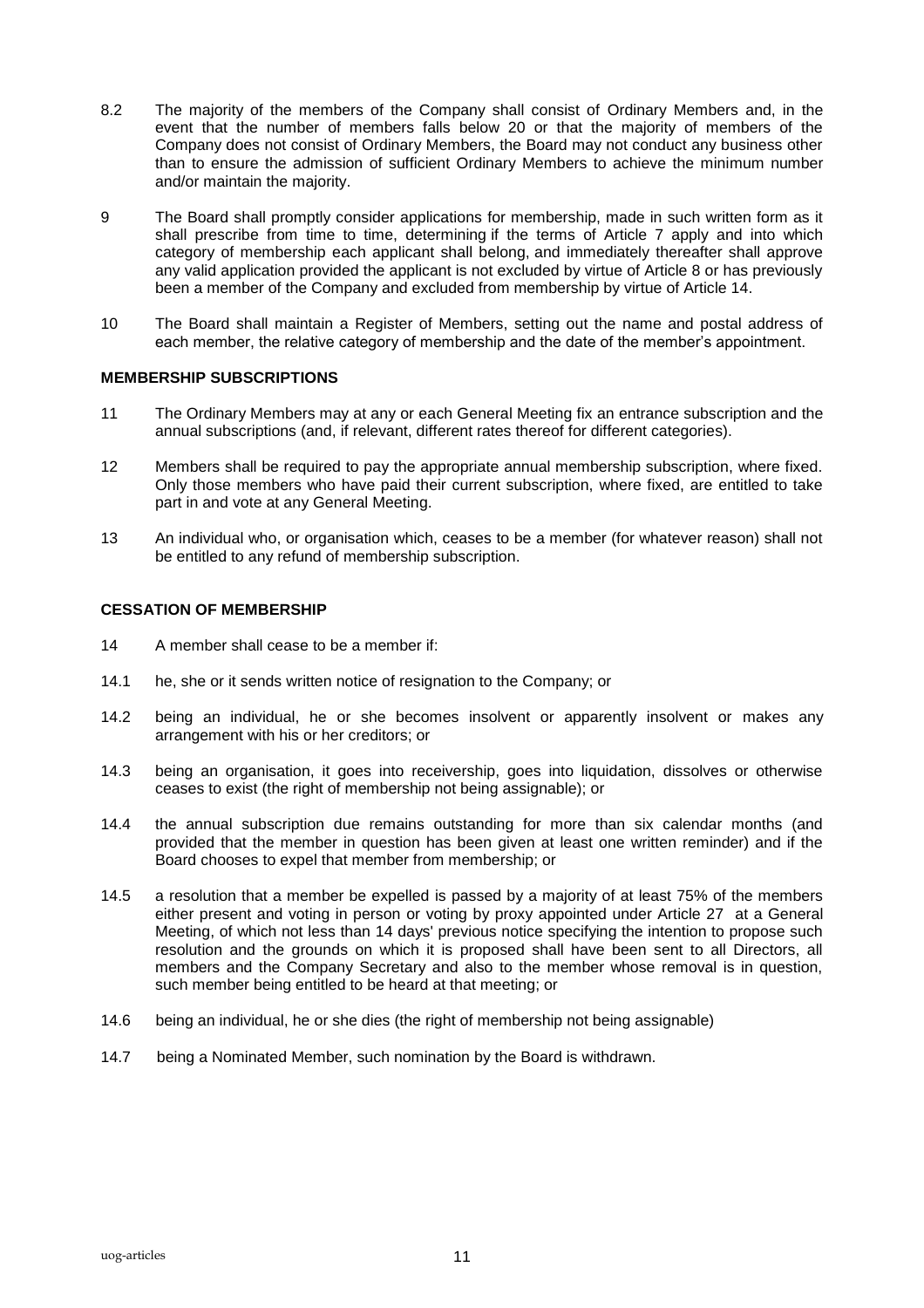8.2 The majority of the members of the Company shall consist of Ordinary Members and, in the event that the number of members falls below 20 or that the majority of members of the Company does not consist of Ordinary Members, the Board may not conduct any business other than to ensure the admission of sufficient Ordinary Members to achieve the minimum number and/or maintain the majority.

9 The Board shall promptly consider applications for membership, made in such written form as it shall prescribe from time to time, determining if the terms of Article 7 apply and into which category of membership each applicant shall belong, and immediately thereafter shall approve any valid application provided the applicant is not excluded by virtue of Article 8 or has previously been a member of the Company and excluded from membership by virtue of Article 14.

10 The Board shall maintain a Register of Members, setting out the name and postal address of each member, the relative category of membership and the date of the member's appointment.

**MEMBERSHIP SUBSCRIPTIONS**

11 The Ordinary Members may at any or each General Meeting fix an entrance subscription and the annual subscriptions (and, if relevant, different rates thereof for different categories).

12 Members shall be required to pay the appropriate annual membership subscription, where fixed. Only those members who have paid their current subscription, where fixed, are entitled to take part in and vote at any General Meeting.

13 An individual who, or organisation which, ceases to be a member (for whatever reason) shall not be entitled to any refund of membership subscription.

**CESSATION OF MEMBERSHIP**

14 A member shall cease to be a member if:

14.1 he, she or it sends written notice of resignation to the Company; or

14.2 being an individual, he or she becomes insolvent or apparently insolvent or makes any arrangement with his or her creditors; or

14.3 being an organisation, it goes into receivership, goes into liquidation, dissolves or otherwise ceases to exist (the right of membership not being assignable); or

14.4 the annual subscription due remains outstanding for more than six calendar months (and provided that the member in question has been given at least one written reminder) and if the Board chooses to expel that member from membership; or

14.5 a resolution that a member be expelled is passed by a majority of at least 75% of the members either present and voting in person or voting by proxy appointed under Article 27 at a General Meeting, of which not less than 14 days' previous notice specifying the intention to propose such resolution and the grounds on which it is proposed shall have been sent to all Directors, all members and the Company Secretary and also to the member whose removal is in question, such member being entitled to be heard at that meeting; or

14.6 being an individual, he or she dies (the right of membership not being assignable)

14.7 being a Nominated Member, such nomination by the Board is withdrawn.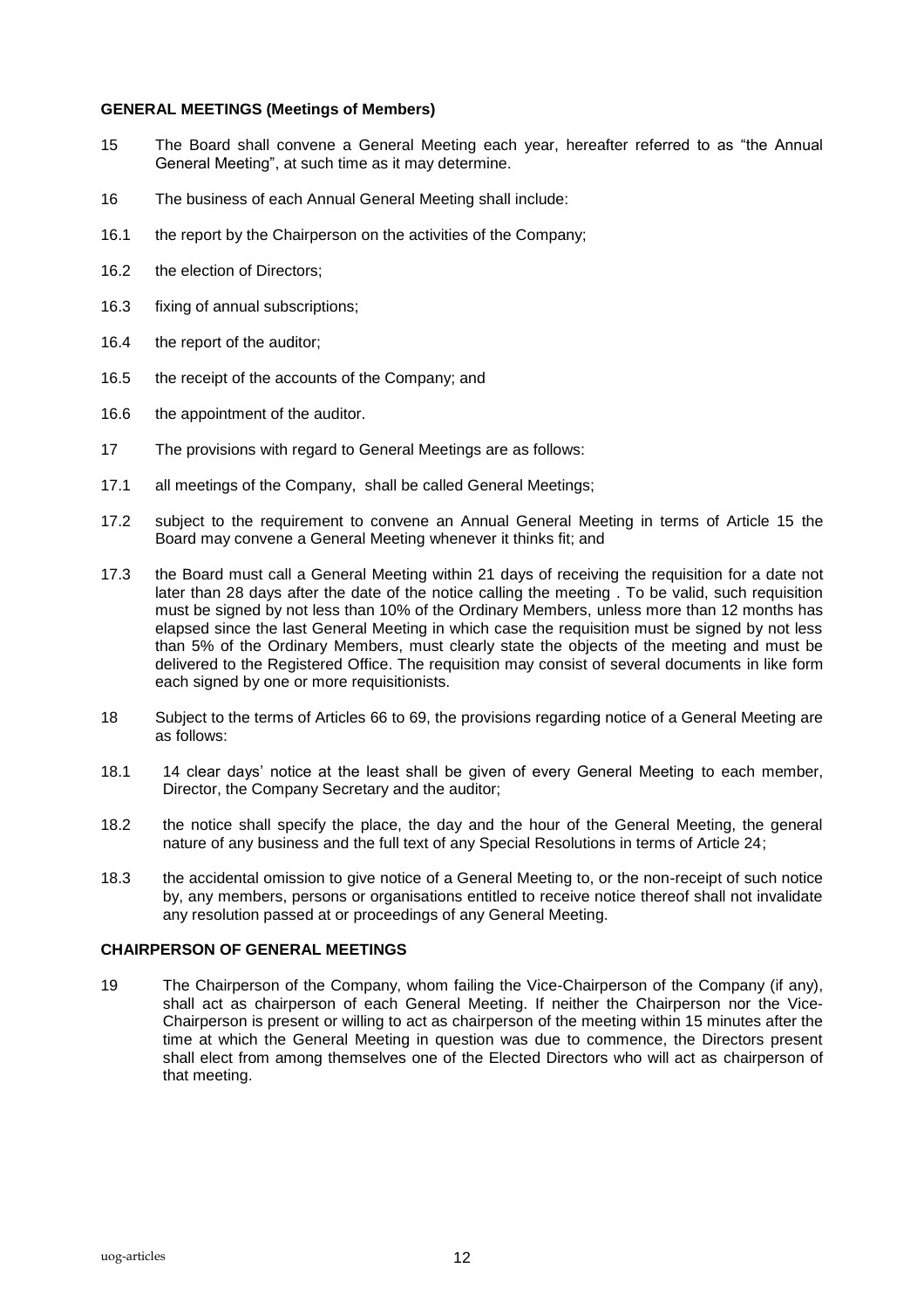**GENERAL MEETINGS (Meetings of Members)**

15 The Board shall convene a General Meeting each year, hereafter referred to as "the Annual General Meeting", at such time as it may determine.

16 The business of each Annual General Meeting shall include:

16.1 the report by the Chairperson on the activities of the Company;

16.2 the election of Directors;

16.3 fixing of annual subscriptions;

16.4 the report of the auditor;

16.5 the receipt of the accounts of the Company; and

16.6 the appointment of the auditor.

17 The provisions with regard to General Meetings are as follows:

17.1 all meetings of the Company, shall be called General Meetings;

17.2 subject to the requirement to convene an Annual General Meeting in terms of Article 15 the Board may convene a General Meeting whenever it thinks fit; and

17.3 the Board must call a General Meeting within 21 days of receiving the requisition for a date not later than 28 days after the date of the notice calling the meeting . To be valid, such requisition must be signed by not less than 10% of the Ordinary Members, unless more than 12 months has elapsed since the last General Meeting in which case the requisition must be signed by not less than 5% of the Ordinary Members, must clearly state the objects of the meeting and must be delivered to the Registered Office. The requisition may consist of several documents in like form each signed by one or more requisitionists.

18 Subject to the terms of Articles 66 to 69, the provisions regarding notice of a General Meeting are as follows:

18.1 14 clear days' notice at the least shall be given of every General Meeting to each member, Director, the Company Secretary and the auditor;

18.2 the notice shall specify the place, the day and the hour of the General Meeting, the general nature of any business and the full text of any Special Resolutions in terms of Article 24;

18.3 the accidental omission to give notice of a General Meeting to, or the non-receipt of such notice by, any members, persons or organisations entitled to receive notice thereof shall not invalidate any resolution passed at or proceedings of any General Meeting.

**CHAIRPERSON OF GENERAL MEETINGS**

19 The Chairperson of the Company, whom failing the Vice-Chairperson of the Company (if any), shall act as chairperson of each General Meeting. If neither the Chairperson nor the Vice-Chairperson is present or willing to act as chairperson of the meeting within 15 minutes after the time at which the General Meeting in question was due to commence, the Directors present shall elect from among themselves one of the Elected Directors who will act as chairperson of that meeting.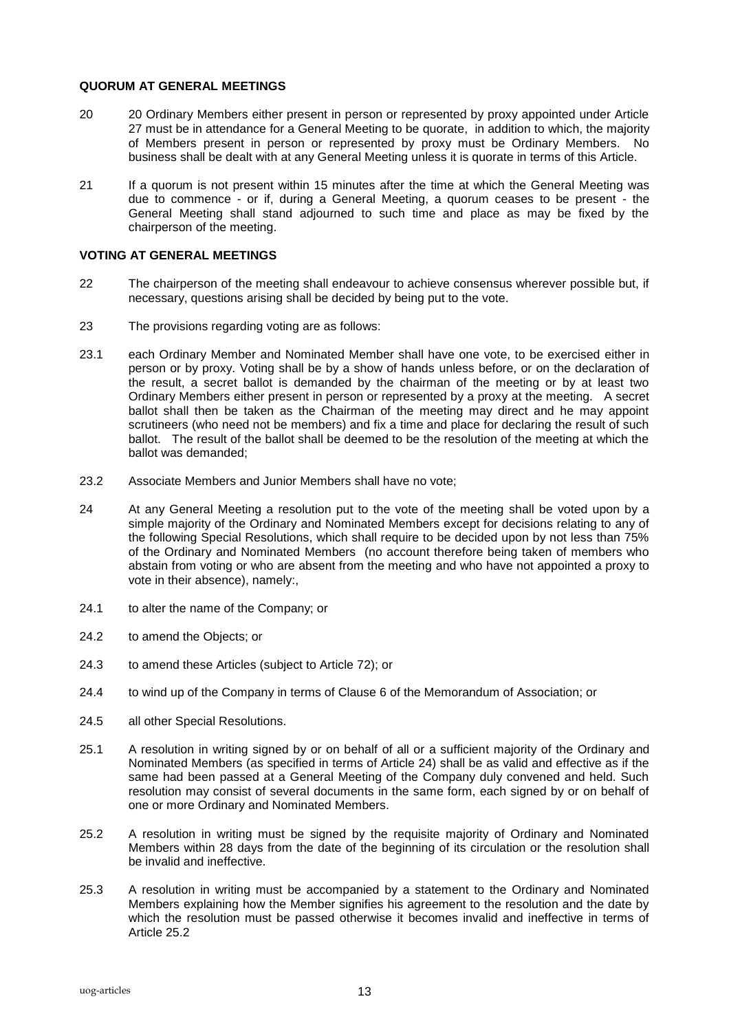**QUORUM AT GENERAL MEETINGS**

20 20 Ordinary Members either present in person or represented by proxy appointed under Article 27 must be in attendance for a General Meeting to be quorate, in addition to which, the majority of Members present in person or represented by proxy must be Ordinary Members. No business shall be dealt with at any General Meeting unless it is quorate in terms of this Article.

21 If a quorum is not present within 15 minutes after the time at which the General Meeting was due to commence - or if, during a General Meeting, a quorum ceases to be present - the General Meeting shall stand adjourned to such time and place as may be fixed by the chairperson of the meeting.

**VOTING AT GENERAL MEETINGS**

22 The chairperson of the meeting shall endeavour to achieve consensus wherever possible but, if necessary, questions arising shall be decided by being put to the vote.

23 The provisions regarding voting are as follows:

23.1 each Ordinary Member and Nominated Member shall have one vote, to be exercised either in person or by proxy. Voting shall be by a show of hands unless before, or on the declaration of the result, a secret ballot is demanded by the chairman of the meeting or by at least two Ordinary Members either present in person or represented by a proxy at the meeting. A secret ballot shall then be taken as the Chairman of the meeting may direct and he may appoint scrutineers (who need not be members) and fix a time and place for declaring the result of such ballot. The result of the ballot shall be deemed to be the resolution of the meeting at which the ballot was demanded;

23.2 Associate Members and Junior Members shall have no vote;

24 At any General Meeting a resolution put to the vote of the meeting shall be voted upon by a simple majority of the Ordinary and Nominated Members except for decisions relating to any of the following Special Resolutions, which shall require to be decided upon by not less than 75% of the Ordinary and Nominated Members (no account therefore being taken of members who abstain from voting or who are absent from the meeting and who have not appointed a proxy to vote in their absence), namely:,

24.1 to alter the name of the Company; or

24.2 to amend the Objects; or

24.3 to amend these Articles (subject to Article 72); or

24.4 to wind up of the Company in terms of Clause 6 of the Memorandum of Association; or

24.5 all other Special Resolutions.

25.1 A resolution in writing signed by or on behalf of all or a sufficient majority of the Ordinary and Nominated Members (as specified in terms of Article 24) shall be as valid and effective as if the same had been passed at a General Meeting of the Company duly convened and held. Such resolution may consist of several documents in the same form, each signed by or on behalf of one or more Ordinary and Nominated Members.

25.2 A resolution in writing must be signed by the requisite majority of Ordinary and Nominated Members within 28 days from the date of the beginning of its circulation or the resolution shall be invalid and ineffective.

25.3 A resolution in writing must be accompanied by a statement to the Ordinary and Nominated Members explaining how the Member signifies his agreement to the resolution and the date by which the resolution must be passed otherwise it becomes invalid and ineffective in terms of Article 25.2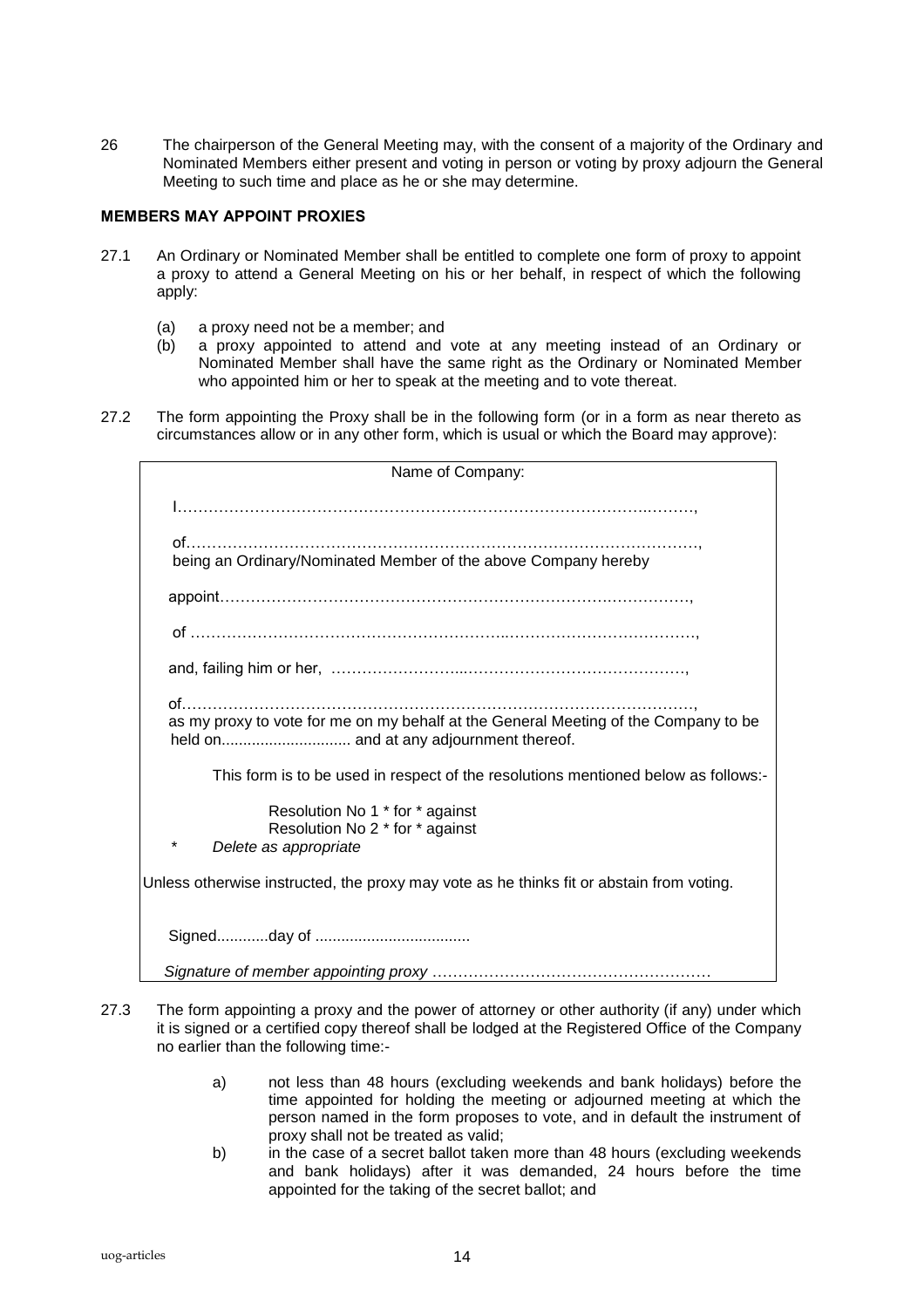26 The chairperson of the General Meeting may, with the consent of a majority of the Ordinary and Nominated Members either present and voting in person or voting by proxy adjourn the General Meeting to such time and place as he or she may determine.

**MEMBERS MAY APPOINT PROXIES**

27.1 An Ordinary or Nominated Member shall be entitled to complete one form of proxy to appoint a proxy to attend a General Meeting on his or her behalf, in respect of which the following apply:

(a) a proxy need not be a member; and
(b) a proxy appointed to attend and vote at any meeting instead of an Ordinary or Nominated Member shall have the same right as the Ordinary or Nominated Member who appointed him or her to speak at the meeting and to vote thereat.

27.2 The form appointing the Proxy shall be in the following form (or in a form as near thereto as circumstances allow or in any other form, which is usual or which the Board may approve):

> Name of Company:
>
> I……………………………………………………………………………………..………,
>
> of………………………………………………………………………………………,
> being an Ordinary/Nominated Member of the above Company hereby
>
> appoint……………………………………………………………………….……………,
>
> of ……………………………………………………..………………………………,
>
> and, failing him or her, ……………………..……………………………………,
>
> of………………………………………………………………………………………,
> as my proxy to vote for me on my behalf at the General Meeting of the Company to be held on.............................. and at any adjournment thereof.
>
> This form is to be used in respect of the resolutions mentioned below as follows:-
>
> Resolution No 1 * for * against
> Resolution No 2 * for * against
> \* *Delete as appropriate*
>
> Unless otherwise instructed, the proxy may vote as he thinks fit or abstain from voting.
>
> Signed............day of ....................................
>
> *Signature of member appointing proxy* ……………………………………………….

27.3 The form appointing a proxy and the power of attorney or other authority (if any) under which it is signed or a certified copy thereof shall be lodged at the Registered Office of the Company no earlier than the following time:-

a) not less than 48 hours (excluding weekends and bank holidays) before the time appointed for holding the meeting or adjourned meeting at which the person named in the form proposes to vote, and in default the instrument of proxy shall not be treated as valid;

b) in the case of a secret ballot taken more than 48 hours (excluding weekends and bank holidays) after it was demanded, 24 hours before the time appointed for the taking of the secret ballot; and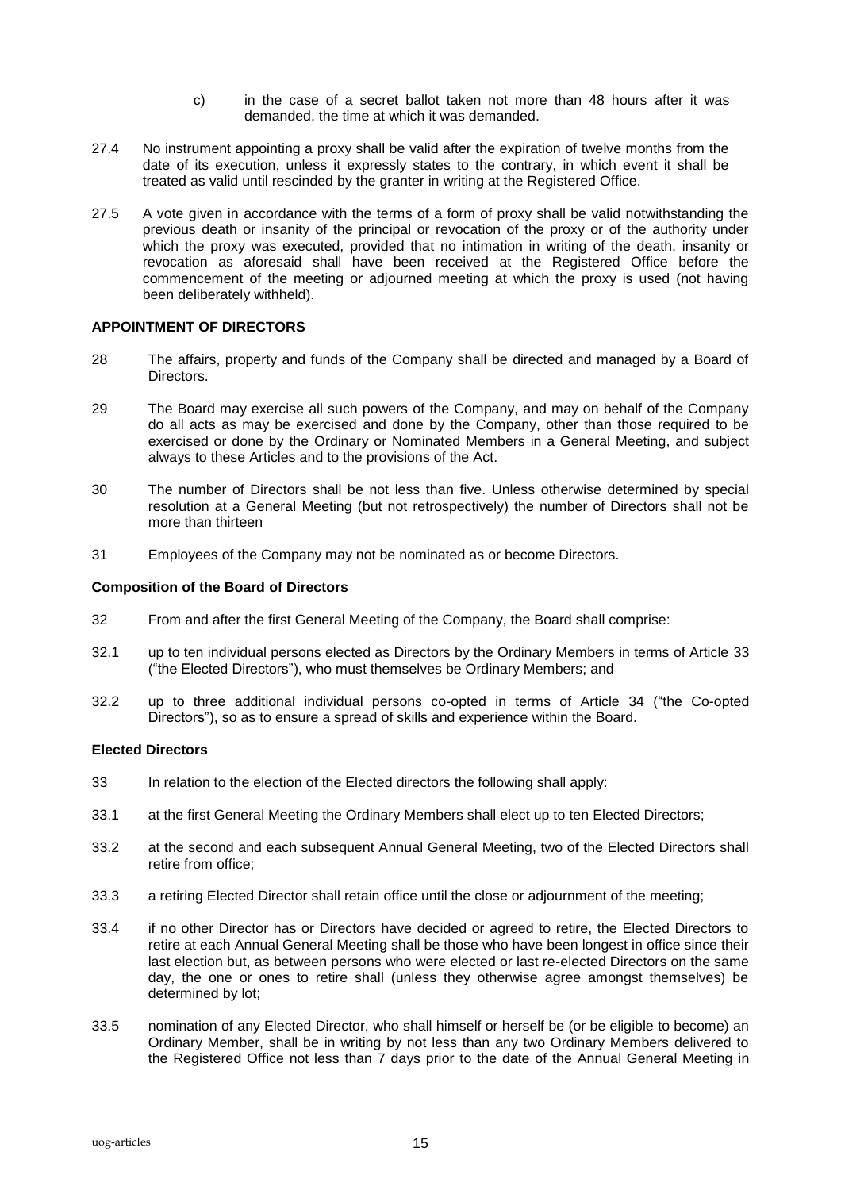c) in the case of a secret ballot taken not more than 48 hours after it was demanded, the time at which it was demanded.

27.4 No instrument appointing a proxy shall be valid after the expiration of twelve months from the date of its execution, unless it expressly states to the contrary, in which event it shall be treated as valid until rescinded by the granter in writing at the Registered Office.

27.5 A vote given in accordance with the terms of a form of proxy shall be valid notwithstanding the previous death or insanity of the principal or revocation of the proxy or of the authority under which the proxy was executed, provided that no intimation in writing of the death, insanity or revocation as aforesaid shall have been received at the Registered Office before the commencement of the meeting or adjourned meeting at which the proxy is used (not having been deliberately withheld).

**APPOINTMENT OF DIRECTORS**

28 The affairs, property and funds of the Company shall be directed and managed by a Board of Directors.

29 The Board may exercise all such powers of the Company, and may on behalf of the Company do all acts as may be exercised and done by the Company, other than those required to be exercised or done by the Ordinary or Nominated Members in a General Meeting, and subject always to these Articles and to the provisions of the Act.

30 The number of Directors shall be not less than five. Unless otherwise determined by special resolution at a General Meeting (but not retrospectively) the number of Directors shall not be more than thirteen

31 Employees of the Company may not be nominated as or become Directors.

**Composition of the Board of Directors**

32 From and after the first General Meeting of the Company, the Board shall comprise:

32.1 up to ten individual persons elected as Directors by the Ordinary Members in terms of Article 33 ("the Elected Directors"), who must themselves be Ordinary Members; and

32.2 up to three additional individual persons co-opted in terms of Article 34 ("the Co-opted Directors"), so as to ensure a spread of skills and experience within the Board.

**Elected Directors**

33 In relation to the election of the Elected directors the following shall apply:

33.1 at the first General Meeting the Ordinary Members shall elect up to ten Elected Directors;

33.2 at the second and each subsequent Annual General Meeting, two of the Elected Directors shall retire from office;

33.3 a retiring Elected Director shall retain office until the close or adjournment of the meeting;

33.4 if no other Director has or Directors have decided or agreed to retire, the Elected Directors to retire at each Annual General Meeting shall be those who have been longest in office since their last election but, as between persons who were elected or last re-elected Directors on the same day, the one or ones to retire shall (unless they otherwise agree amongst themselves) be determined by lot;

33.5 nomination of any Elected Director, who shall himself or herself be (or be eligible to become) an Ordinary Member, shall be in writing by not less than any two Ordinary Members delivered to the Registered Office not less than 7 days prior to the date of the Annual General Meeting in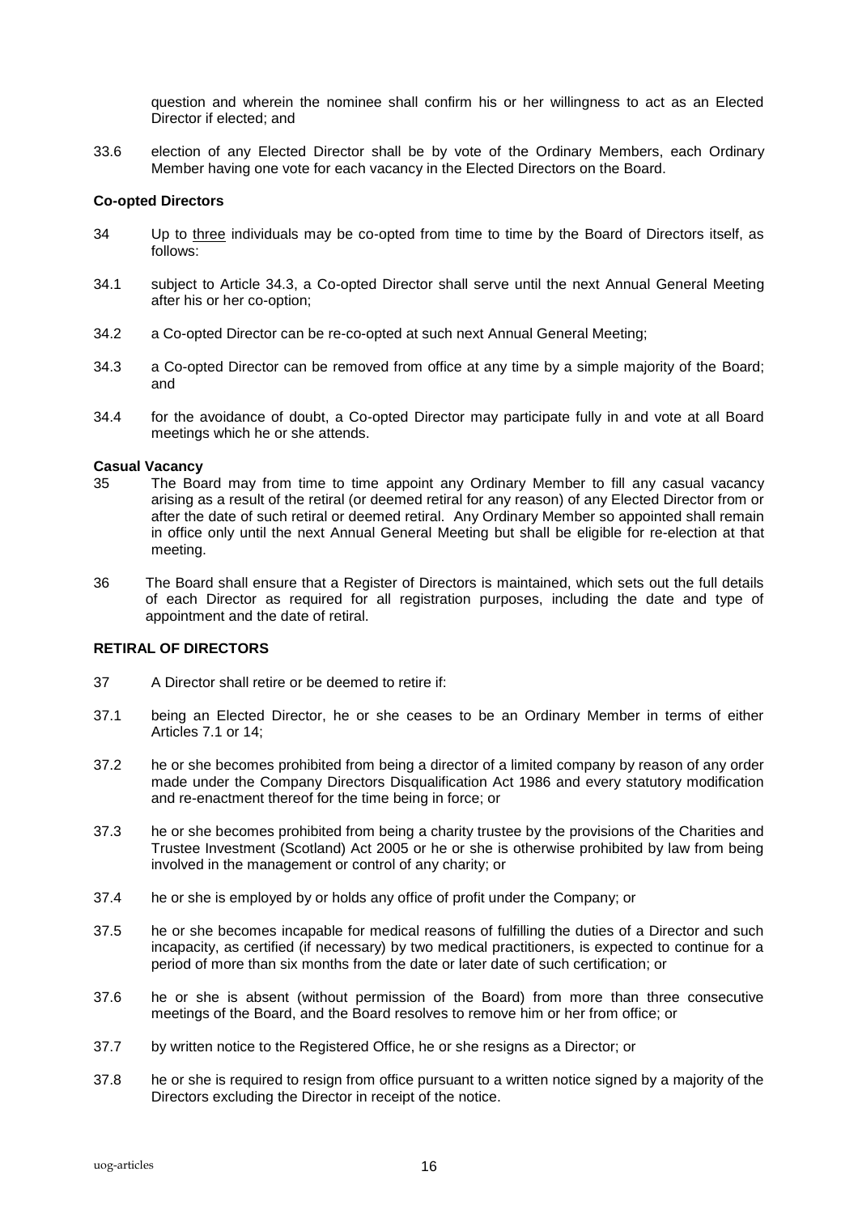question and wherein the nominee shall confirm his or her willingness to act as an Elected Director if elected; and

33.6 election of any Elected Director shall be by vote of the Ordinary Members, each Ordinary Member having one vote for each vacancy in the Elected Directors on the Board.

**Co-opted Directors**

34 Up to <u>three</u> individuals may be co-opted from time to time by the Board of Directors itself, as follows:

34.1 subject to Article 34.3, a Co-opted Director shall serve until the next Annual General Meeting after his or her co-option;

34.2 a Co-opted Director can be re-co-opted at such next Annual General Meeting;

34.3 a Co-opted Director can be removed from office at any time by a simple majority of the Board; and

34.4 for the avoidance of doubt, a Co-opted Director may participate fully in and vote at all Board meetings which he or she attends.

**Casual Vacancy**

35 The Board may from time to time appoint any Ordinary Member to fill any casual vacancy arising as a result of the retiral (or deemed retiral for any reason) of any Elected Director from or after the date of such retiral or deemed retiral. Any Ordinary Member so appointed shall remain in office only until the next Annual General Meeting but shall be eligible for re-election at that meeting.

36 The Board shall ensure that a Register of Directors is maintained, which sets out the full details of each Director as required for all registration purposes, including the date and type of appointment and the date of retiral.

**RETIRAL OF DIRECTORS**

37 A Director shall retire or be deemed to retire if:

37.1 being an Elected Director, he or she ceases to be an Ordinary Member in terms of either Articles 7.1 or 14;

37.2 he or she becomes prohibited from being a director of a limited company by reason of any order made under the Company Directors Disqualification Act 1986 and every statutory modification and re-enactment thereof for the time being in force; or

37.3 he or she becomes prohibited from being a charity trustee by the provisions of the Charities and Trustee Investment (Scotland) Act 2005 or he or she is otherwise prohibited by law from being involved in the management or control of any charity; or

37.4 he or she is employed by or holds any office of profit under the Company; or

37.5 he or she becomes incapable for medical reasons of fulfilling the duties of a Director and such incapacity, as certified (if necessary) by two medical practitioners, is expected to continue for a period of more than six months from the date or later date of such certification; or

37.6 he or she is absent (without permission of the Board) from more than three consecutive meetings of the Board, and the Board resolves to remove him or her from office; or

37.7 by written notice to the Registered Office, he or she resigns as a Director; or

37.8 he or she is required to resign from office pursuant to a written notice signed by a majority of the Directors excluding the Director in receipt of the notice.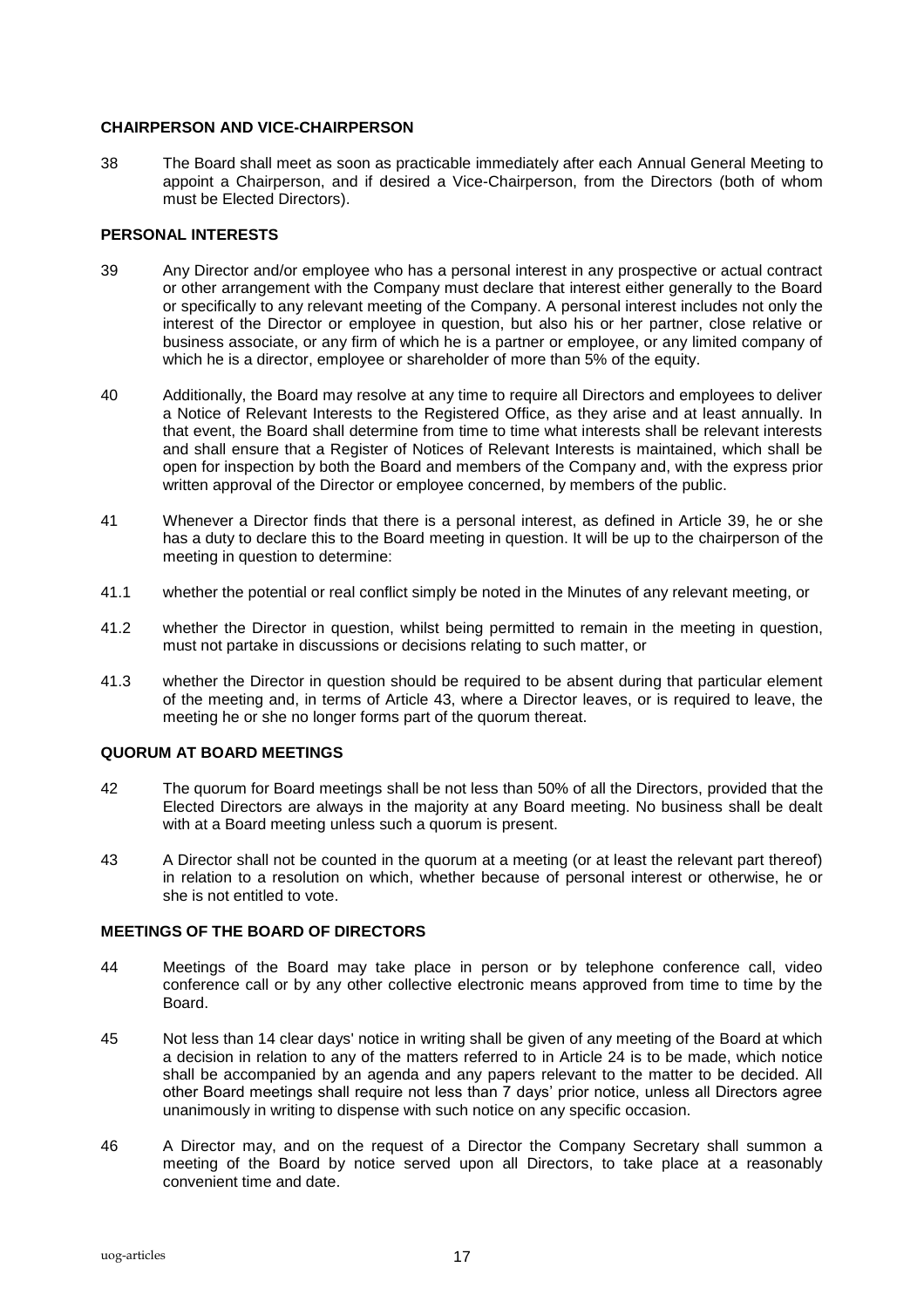## CHAIRPERSON AND VICE-CHAIRPERSON

38 The Board shall meet as soon as practicable immediately after each Annual General Meeting to appoint a Chairperson, and if desired a Vice-Chairperson, from the Directors (both of whom must be Elected Directors).

## PERSONAL INTERESTS

39 Any Director and/or employee who has a personal interest in any prospective or actual contract or other arrangement with the Company must declare that interest either generally to the Board or specifically to any relevant meeting of the Company. A personal interest includes not only the interest of the Director or employee in question, but also his or her partner, close relative or business associate, or any firm of which he is a partner or employee, or any limited company of which he is a director, employee or shareholder of more than 5% of the equity.

40 Additionally, the Board may resolve at any time to require all Directors and employees to deliver a Notice of Relevant Interests to the Registered Office, as they arise and at least annually. In that event, the Board shall determine from time to time what interests shall be relevant interests and shall ensure that a Register of Notices of Relevant Interests is maintained, which shall be open for inspection by both the Board and members of the Company and, with the express prior written approval of the Director or employee concerned, by members of the public.

41 Whenever a Director finds that there is a personal interest, as defined in Article 39, he or she has a duty to declare this to the Board meeting in question. It will be up to the chairperson of the meeting in question to determine:

41.1 whether the potential or real conflict simply be noted in the Minutes of any relevant meeting, or

41.2 whether the Director in question, whilst being permitted to remain in the meeting in question, must not partake in discussions or decisions relating to such matter, or

41.3 whether the Director in question should be required to be absent during that particular element of the meeting and, in terms of Article 43, where a Director leaves, or is required to leave, the meeting he or she no longer forms part of the quorum thereat.

## QUORUM AT BOARD MEETINGS

42 The quorum for Board meetings shall be not less than 50% of all the Directors, provided that the Elected Directors are always in the majority at any Board meeting. No business shall be dealt with at a Board meeting unless such a quorum is present.

43 A Director shall not be counted in the quorum at a meeting (or at least the relevant part thereof) in relation to a resolution on which, whether because of personal interest or otherwise, he or she is not entitled to vote.

## MEETINGS OF THE BOARD OF DIRECTORS

44 Meetings of the Board may take place in person or by telephone conference call, video conference call or by any other collective electronic means approved from time to time by the Board.

45 Not less than 14 clear days' notice in writing shall be given of any meeting of the Board at which a decision in relation to any of the matters referred to in Article 24 is to be made, which notice shall be accompanied by an agenda and any papers relevant to the matter to be decided. All other Board meetings shall require not less than 7 days' prior notice, unless all Directors agree unanimously in writing to dispense with such notice on any specific occasion.

46 A Director may, and on the request of a Director the Company Secretary shall summon a meeting of the Board by notice served upon all Directors, to take place at a reasonably convenient time and date.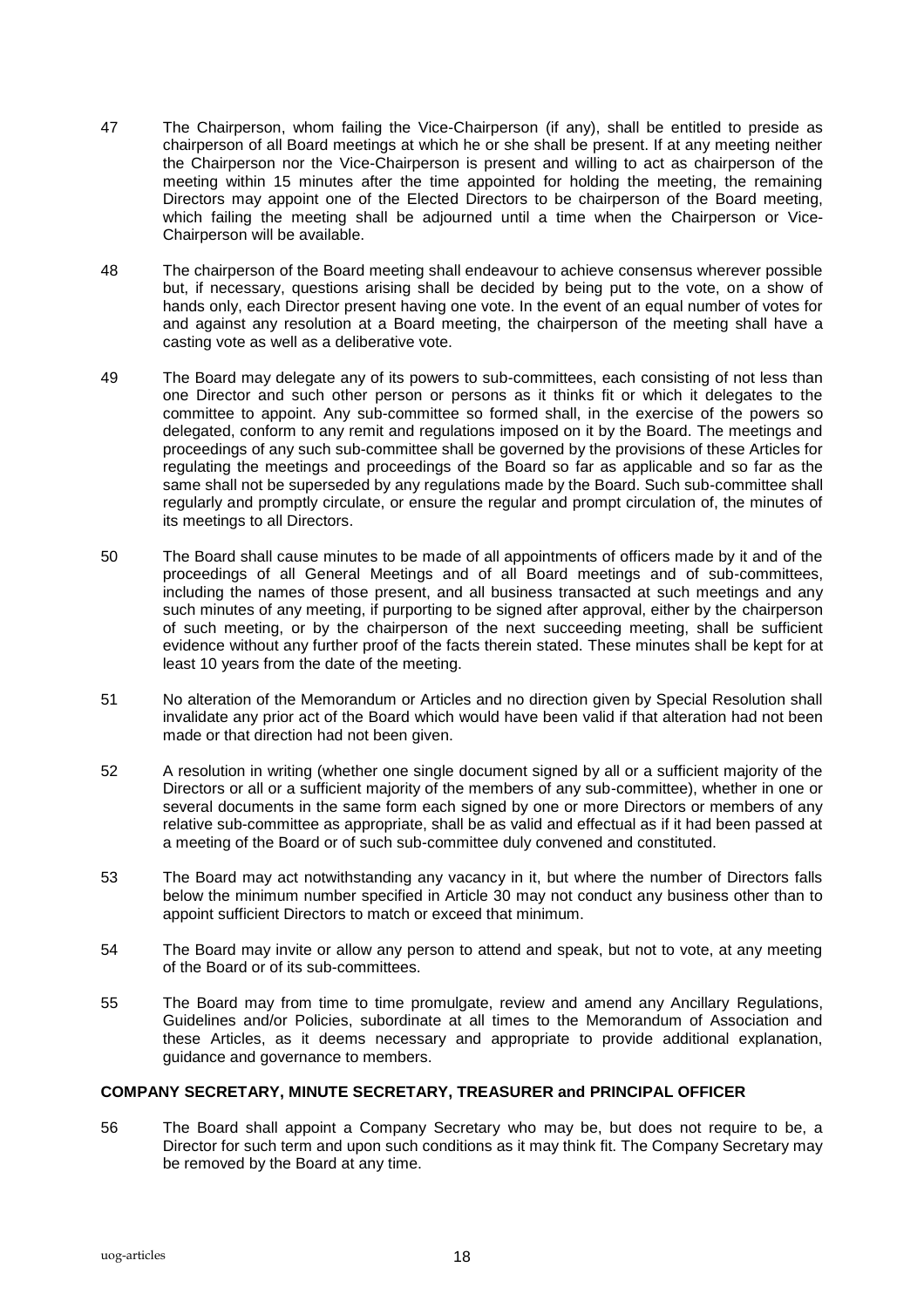47 The Chairperson, whom failing the Vice-Chairperson (if any), shall be entitled to preside as chairperson of all Board meetings at which he or she shall be present. If at any meeting neither the Chairperson nor the Vice-Chairperson is present and willing to act as chairperson of the meeting within 15 minutes after the time appointed for holding the meeting, the remaining Directors may appoint one of the Elected Directors to be chairperson of the Board meeting, which failing the meeting shall be adjourned until a time when the Chairperson or Vice-Chairperson will be available.

48 The chairperson of the Board meeting shall endeavour to achieve consensus wherever possible but, if necessary, questions arising shall be decided by being put to the vote, on a show of hands only, each Director present having one vote. In the event of an equal number of votes for and against any resolution at a Board meeting, the chairperson of the meeting shall have a casting vote as well as a deliberative vote.

49 The Board may delegate any of its powers to sub-committees, each consisting of not less than one Director and such other person or persons as it thinks fit or which it delegates to the committee to appoint. Any sub-committee so formed shall, in the exercise of the powers so delegated, conform to any remit and regulations imposed on it by the Board. The meetings and proceedings of any such sub-committee shall be governed by the provisions of these Articles for regulating the meetings and proceedings of the Board so far as applicable and so far as the same shall not be superseded by any regulations made by the Board. Such sub-committee shall regularly and promptly circulate, or ensure the regular and prompt circulation of, the minutes of its meetings to all Directors.

50 The Board shall cause minutes to be made of all appointments of officers made by it and of the proceedings of all General Meetings and of all Board meetings and of sub-committees, including the names of those present, and all business transacted at such meetings and any such minutes of any meeting, if purporting to be signed after approval, either by the chairperson of such meeting, or by the chairperson of the next succeeding meeting, shall be sufficient evidence without any further proof of the facts therein stated. These minutes shall be kept for at least 10 years from the date of the meeting.

51 No alteration of the Memorandum or Articles and no direction given by Special Resolution shall invalidate any prior act of the Board which would have been valid if that alteration had not been made or that direction had not been given.

52 A resolution in writing (whether one single document signed by all or a sufficient majority of the Directors or all or a sufficient majority of the members of any sub-committee), whether in one or several documents in the same form each signed by one or more Directors or members of any relative sub-committee as appropriate, shall be as valid and effectual as if it had been passed at a meeting of the Board or of such sub-committee duly convened and constituted.

53 The Board may act notwithstanding any vacancy in it, but where the number of Directors falls below the minimum number specified in Article 30 may not conduct any business other than to appoint sufficient Directors to match or exceed that minimum.

54 The Board may invite or allow any person to attend and speak, but not to vote, at any meeting of the Board or of its sub-committees.

55 The Board may from time to time promulgate, review and amend any Ancillary Regulations, Guidelines and/or Policies, subordinate at all times to the Memorandum of Association and these Articles, as it deems necessary and appropriate to provide additional explanation, guidance and governance to members.

### COMPANY SECRETARY, MINUTE SECRETARY, TREASURER and PRINCIPAL OFFICER

56 The Board shall appoint a Company Secretary who may be, but does not require to be, a Director for such term and upon such conditions as it may think fit. The Company Secretary may be removed by the Board at any time.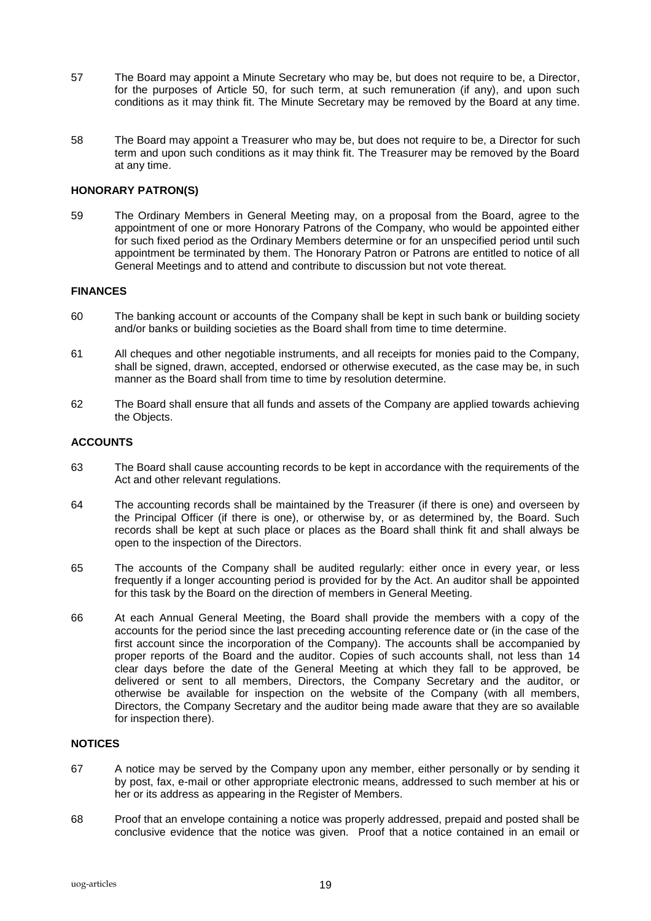57 The Board may appoint a Minute Secretary who may be, but does not require to be, a Director, for the purposes of Article 50, for such term, at such remuneration (if any), and upon such conditions as it may think fit. The Minute Secretary may be removed by the Board at any time.

58 The Board may appoint a Treasurer who may be, but does not require to be, a Director for such term and upon such conditions as it may think fit. The Treasurer may be removed by the Board at any time.

**HONORARY PATRON(S)**

59 The Ordinary Members in General Meeting may, on a proposal from the Board, agree to the appointment of one or more Honorary Patrons of the Company, who would be appointed either for such fixed period as the Ordinary Members determine or for an unspecified period until such appointment be terminated by them. The Honorary Patron or Patrons are entitled to notice of all General Meetings and to attend and contribute to discussion but not vote thereat.

**FINANCES**

60 The banking account or accounts of the Company shall be kept in such bank or building society and/or banks or building societies as the Board shall from time to time determine.

61 All cheques and other negotiable instruments, and all receipts for monies paid to the Company, shall be signed, drawn, accepted, endorsed or otherwise executed, as the case may be, in such manner as the Board shall from time to time by resolution determine.

62 The Board shall ensure that all funds and assets of the Company are applied towards achieving the Objects.

**ACCOUNTS**

63 The Board shall cause accounting records to be kept in accordance with the requirements of the Act and other relevant regulations.

64 The accounting records shall be maintained by the Treasurer (if there is one) and overseen by the Principal Officer (if there is one), or otherwise by, or as determined by, the Board. Such records shall be kept at such place or places as the Board shall think fit and shall always be open to the inspection of the Directors.

65 The accounts of the Company shall be audited regularly: either once in every year, or less frequently if a longer accounting period is provided for by the Act. An auditor shall be appointed for this task by the Board on the direction of members in General Meeting.

66 At each Annual General Meeting, the Board shall provide the members with a copy of the accounts for the period since the last preceding accounting reference date or (in the case of the first account since the incorporation of the Company). The accounts shall be accompanied by proper reports of the Board and the auditor. Copies of such accounts shall, not less than 14 clear days before the date of the General Meeting at which they fall to be approved, be delivered or sent to all members, Directors, the Company Secretary and the auditor, or otherwise be available for inspection on the website of the Company (with all members, Directors, the Company Secretary and the auditor being made aware that they are so available for inspection there).

**NOTICES**

67 A notice may be served by the Company upon any member, either personally or by sending it by post, fax, e-mail or other appropriate electronic means, addressed to such member at his or her or its address as appearing in the Register of Members.

68 Proof that an envelope containing a notice was properly addressed, prepaid and posted shall be conclusive evidence that the notice was given. Proof that a notice contained in an email or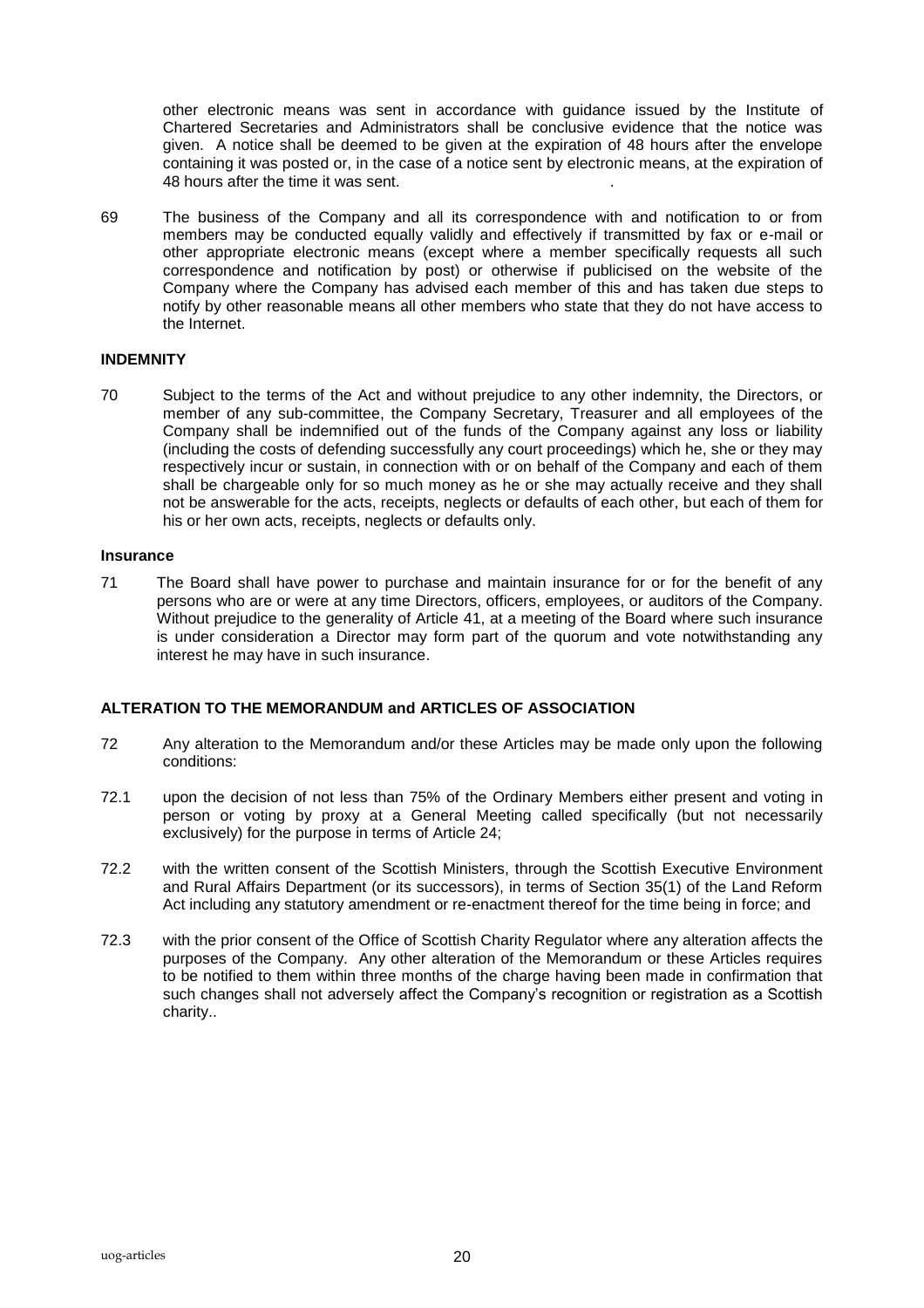other electronic means was sent in accordance with guidance issued by the Institute of Chartered Secretaries and Administrators shall be conclusive evidence that the notice was given. A notice shall be deemed to be given at the expiration of 48 hours after the envelope containing it was posted or, in the case of a notice sent by electronic means, at the expiration of 48 hours after the time it was sent.

69 The business of the Company and all its correspondence with and notification to or from members may be conducted equally validly and effectively if transmitted by fax or e-mail or other appropriate electronic means (except where a member specifically requests all such correspondence and notification by post) or otherwise if publicised on the website of the Company where the Company has advised each member of this and has taken due steps to notify by other reasonable means all other members who state that they do not have access to the Internet.

**INDEMNITY**

70 Subject to the terms of the Act and without prejudice to any other indemnity, the Directors, or member of any sub-committee, the Company Secretary, Treasurer and all employees of the Company shall be indemnified out of the funds of the Company against any loss or liability (including the costs of defending successfully any court proceedings) which he, she or they may respectively incur or sustain, in connection with or on behalf of the Company and each of them shall be chargeable only for so much money as he or she may actually receive and they shall not be answerable for the acts, receipts, neglects or defaults of each other, but each of them for his or her own acts, receipts, neglects or defaults only.

**Insurance**

71 The Board shall have power to purchase and maintain insurance for or for the benefit of any persons who are or were at any time Directors, officers, employees, or auditors of the Company. Without prejudice to the generality of Article 41, at a meeting of the Board where such insurance is under consideration a Director may form part of the quorum and vote notwithstanding any interest he may have in such insurance.

**ALTERATION TO THE MEMORANDUM and ARTICLES OF ASSOCIATION**

72 Any alteration to the Memorandum and/or these Articles may be made only upon the following conditions:

72.1 upon the decision of not less than 75% of the Ordinary Members either present and voting in person or voting by proxy at a General Meeting called specifically (but not necessarily exclusively) for the purpose in terms of Article 24;

72.2 with the written consent of the Scottish Ministers, through the Scottish Executive Environment and Rural Affairs Department (or its successors), in terms of Section 35(1) of the Land Reform Act including any statutory amendment or re-enactment thereof for the time being in force; and

72.3 with the prior consent of the Office of Scottish Charity Regulator where any alteration affects the purposes of the Company. Any other alteration of the Memorandum or these Articles requires to be notified to them within three months of the charge having been made in confirmation that such changes shall not adversely affect the Company's recognition or registration as a Scottish charity..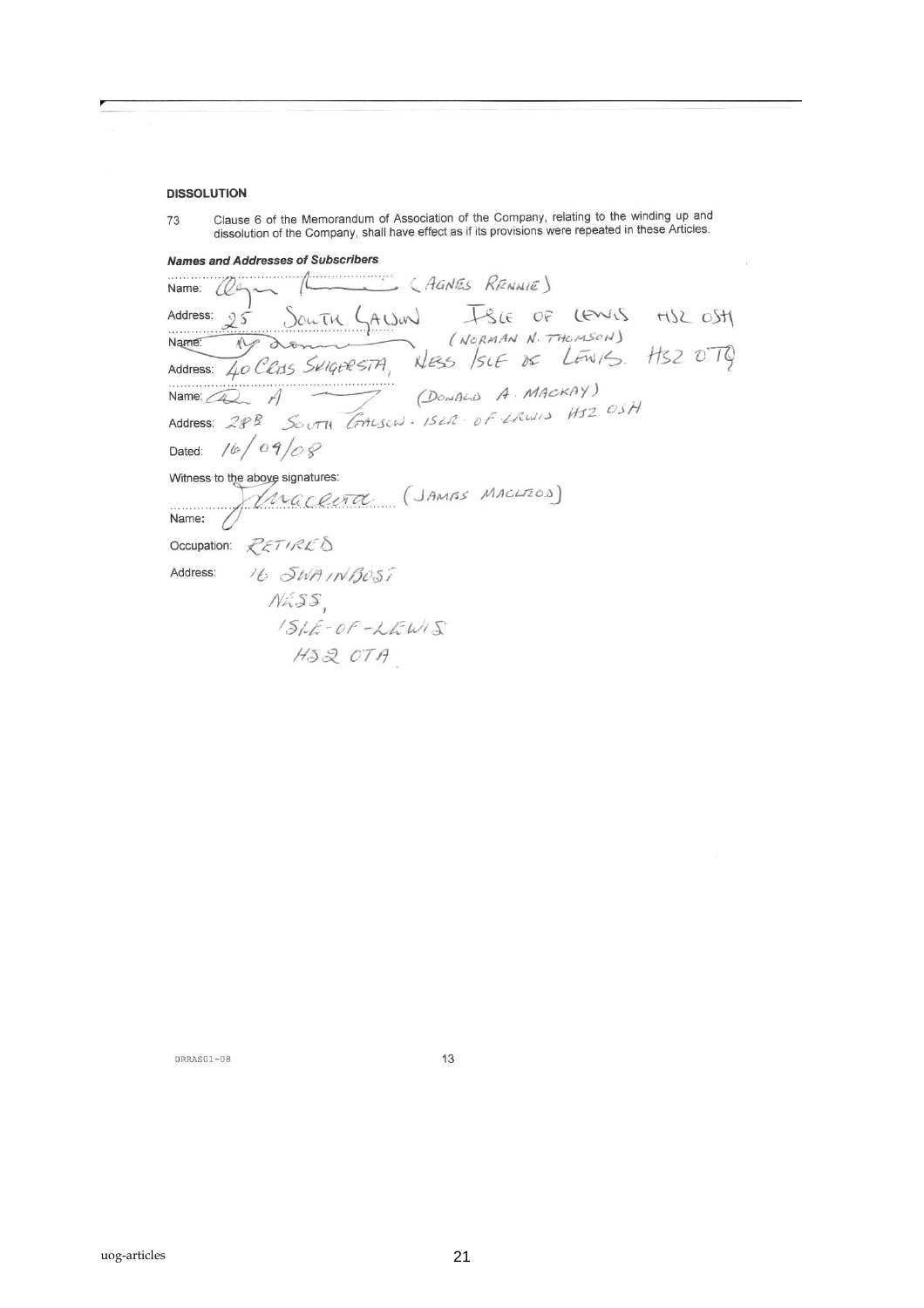**DISSOLUTION**

73 Clause 6 of the Memorandum of Association of the Company, relating to the winding up and dissolution of the Company, shall have effect as if its provisions were repeated in these Articles.

***Names and Addresses of Subscribers***

Name: (AGNES RENNIE)

Address: 25 SOUTH GALSON ISLE OF LEWIS HS2 0SH

Name: (NORMAN N. THOMSON)

Address: 40 CROS SKIGERSTA, NESS ISLE OF LEWIS. HS2 0TQ

Name: (DONALD A. MACKAY)

Address: 28B SOUTH GALSON. ISLE OF LEWIS HS2 0SH

Dated: 16/09/08

Witness to the above signatures:

Name: (JAMES MACLEOD)

Occupation: RETIRED

Address: 16 SWAINBOST
NESS,
ISLE-OF-LEWIS
HS2 0TA

URRAS01-08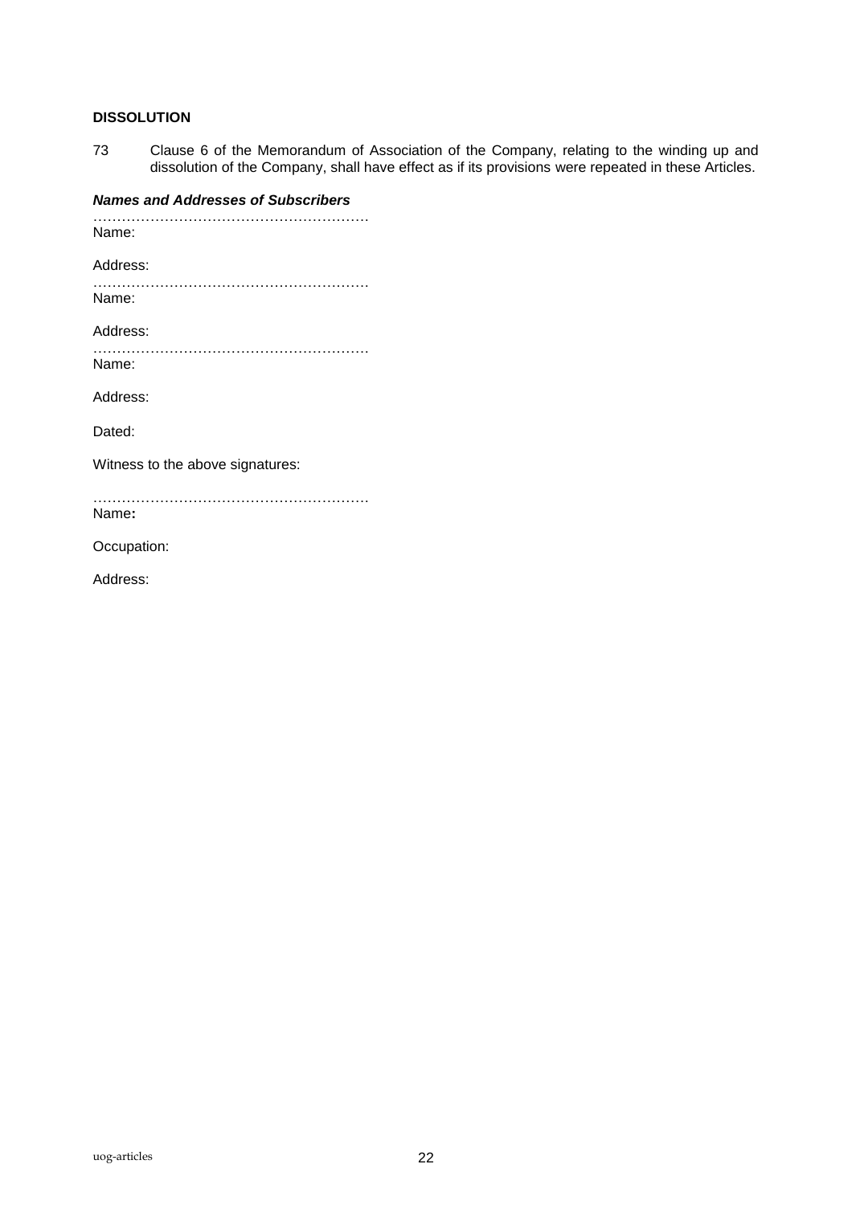**DISSOLUTION**

73 Clause 6 of the Memorandum of Association of the Company, relating to the winding up and dissolution of the Company, shall have effect as if its provisions were repeated in these Articles.

***Names and Addresses of Subscribers***

…………………………………………………
Name:

Address:

…………………………………………………
Name:

Address:

…………………………………………………
Name:

Address:

Dated:

Witness to the above signatures:

…………………………………………………
Name**:**

Occupation:

Address: